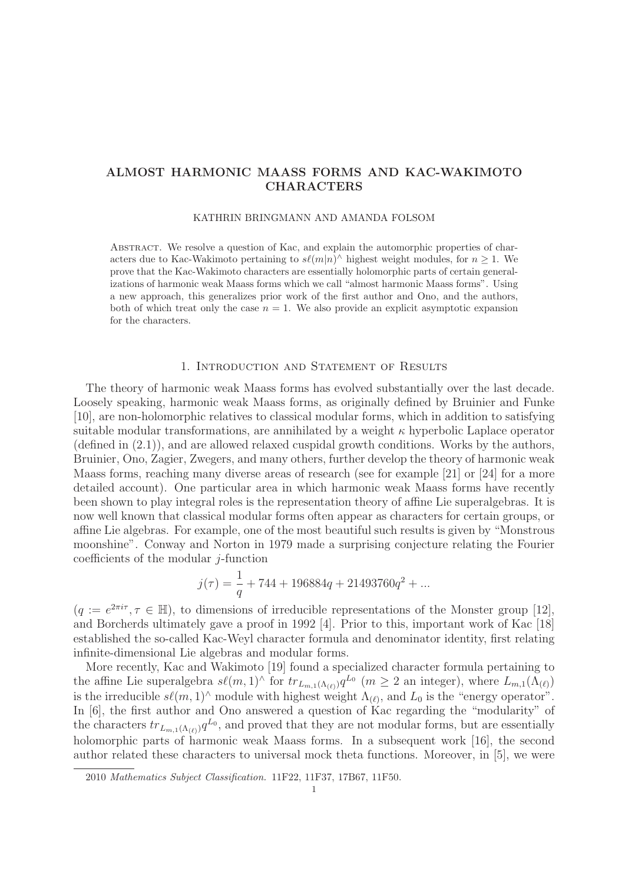# ALMOST HARMONIC MAASS FORMS AND KAC-WAKIMOTO CHARACTERS

KATHRIN BRINGMANN AND AMANDA FOLSOM

Abstract. We resolve a question of Kac, and explain the automorphic properties of characters due to Kac-Wakimoto pertaining to $s\ell(m|n)^\wedge$ highest weight modules, for $n \geq 1$. We prove that the Kac-Wakimoto characters are essentially holomorphic parts of certain generalizations of harmonic weak Maass forms which we call "almost harmonic Maass forms". Using a new approach, this generalizes prior work of the first author and Ono, and the authors, both of which treat only the case $n = 1$. We also provide an explicit asymptotic expansion for the characters.

## 1. Introduction and Statement of Results

The theory of harmonic weak Maass forms has evolved substantially over the last decade. Loosely speaking, harmonic weak Maass forms, as originally defined by Bruinier and Funke [10], are non-holomorphic relatives to classical modular forms, which in addition to satisfying suitable modular transformations, are annihilated by a weight $\kappa$ hyperbolic Laplace operator (defined in (2.1)), and are allowed relaxed cuspidal growth conditions. Works by the authors, Bruinier, Ono, Zagier, Zwegers, and many others, further develop the theory of harmonic weak Maass forms, reaching many diverse areas of research (see for example [21] or [24] for a more detailed account). One particular area in which harmonic weak Maass forms have recently been shown to play integral roles is the representation theory of affine Lie superalgebras. It is now well known that classical modular forms often appear as characters for certain groups, or affine Lie algebras. For example, one of the most beautiful such results is given by "Monstrous moonshine". Conway and Norton in 1979 made a surprising conjecture relating the Fourier coefficients of the modular $j$-function

$$j(\tau) = \frac{1}{q} + 744 + 196884q + 21493760q^2 + \ldots$$

($q := e^{2\pi i\tau}, \tau \in \mathbb{H}$), to dimensions of irreducible representations of the Monster group [12], and Borcherds ultimately gave a proof in 1992 [4]. Prior to this, important work of Kac [18] established the so-called Kac-Weyl character formula and denominator identity, first relating infinite-dimensional Lie algebras and modular forms.

More recently, Kac and Wakimoto [19] found a specialized character formula pertaining to the affine Lie superalgebra $s\ell(m,1)^\wedge$ for $tr_{L_{m,1}(\Lambda_{(\ell)})}q^{L_0}$ ($m \geq 2$ an integer), where $L_{m,1}(\Lambda_{(\ell)})$ is the irreducible $s\ell(m,1)^\wedge$ module with highest weight $\Lambda_{(\ell)}$, and $L_0$ is the "energy operator". In [6], the first author and Ono answered a question of Kac regarding the "modularity" of the characters $tr_{L_{m,1}(\Lambda_{(\ell)})}q^{L_0}$, and proved that they are not modular forms, but are essentially holomorphic parts of harmonic weak Maass forms. In a subsequent work [16], the second author related these characters to universal mock theta functions. Moreover, in [5], we were

2010 *Mathematics Subject Classification.* 11F22, 11F37, 17B67, 11F50.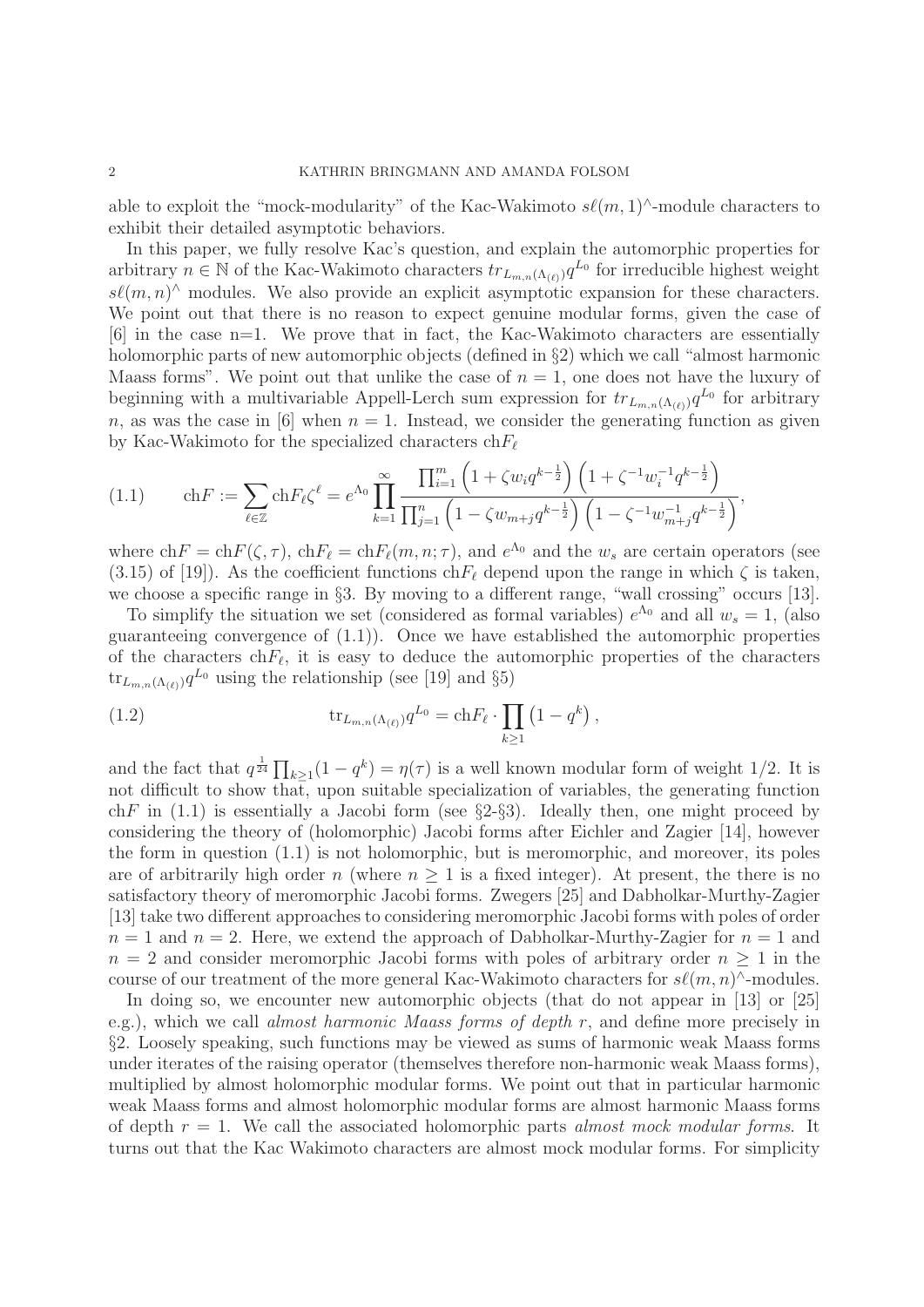able to exploit the "mock-modularity" of the Kac-Wakimoto $s\ell(m,1)^\wedge$-module characters to exhibit their detailed asymptotic behaviors.

In this paper, we fully resolve Kac's question, and explain the automorphic properties for arbitrary $n \in \mathbb{N}$ of the Kac-Wakimoto characters $tr_{L_{m,n}(\Lambda_{(\ell)})} q^{L_0}$ for irreducible highest weight $s\ell(m,n)^\wedge$ modules. We also provide an explicit asymptotic expansion for these characters. We point out that there is no reason to expect genuine modular forms, given the case of [6] in the case n=1. We prove that in fact, the Kac-Wakimoto characters are essentially holomorphic parts of new automorphic objects (defined in §2) which we call "almost harmonic Maass forms". We point out that unlike the case of $n=1$, one does not have the luxury of beginning with a multivariable Appell-Lerch sum expression for $tr_{L_{m,n}(\Lambda_{(\ell)})} q^{L_0}$ for arbitrary $n$, as was the case in [6] when $n=1$. Instead, we consider the generating function as given by Kac-Wakimoto for the specialized characters $\mathrm{ch} F_\ell$

$$\mathrm{ch} F := \sum_{\ell \in \mathbb{Z}} \mathrm{ch} F_\ell \zeta^\ell = e^{\Lambda_0} \prod_{k=1}^{\infty} \frac{\prod_{i=1}^{m} \left(1 + \zeta w_i q^{k-\frac{1}{2}}\right)\left(1 + \zeta^{-1} w_i^{-1} q^{k-\frac{1}{2}}\right)}{\prod_{j=1}^{n} \left(1 - \zeta w_{m+j} q^{k-\frac{1}{2}}\right)\left(1 - \zeta^{-1} w_{m+j}^{-1} q^{k-\frac{1}{2}}\right)}, \tag{1.1}$$

where $\mathrm{ch} F = \mathrm{ch} F(\zeta, \tau)$, $\mathrm{ch} F_\ell = \mathrm{ch} F_\ell(m,n;\tau)$, and $e^{\Lambda_0}$ and the $w_s$ are certain operators (see (3.15) of [19]). As the coefficient functions $\mathrm{ch} F_\ell$ depend upon the range in which $\zeta$ is taken, we choose a specific range in §3. By moving to a different range, "wall crossing" occurs [13].

To simplify the situation we set (considered as formal variables) $e^{\Lambda_0}$ and all $w_s = 1$, (also guaranteeing convergence of (1.1)). Once we have established the automorphic properties of the characters $\mathrm{ch} F_\ell$, it is easy to deduce the automorphic properties of the characters $\mathrm{tr}_{L_{m,n}(\Lambda_{(\ell)})} q^{L_0}$ using the relationship (see [19] and §5)

$$\mathrm{tr}_{L_{m,n}(\Lambda_{(\ell)})} q^{L_0} = \mathrm{ch} F_\ell \cdot \prod_{k \geq 1} \left(1 - q^k\right), \tag{1.2}$$

and the fact that $q^{\frac{1}{24}} \prod_{k\geq 1}(1-q^k) = \eta(\tau)$ is a well known modular form of weight 1/2. It is not difficult to show that, upon suitable specialization of variables, the generating function $\mathrm{ch} F$ in (1.1) is essentially a Jacobi form (see §2-§3). Ideally then, one might proceed by considering the theory of (holomorphic) Jacobi forms after Eichler and Zagier [14], however the form in question (1.1) is not holomorphic, but is meromorphic, and moreover, its poles are of arbitrarily high order $n$ (where $n \geq 1$ is a fixed integer). At present, the there is no satisfactory theory of meromorphic Jacobi forms. Zwegers [25] and Dabholkar-Murthy-Zagier [13] take two different approaches to considering meromorphic Jacobi forms with poles of order $n=1$ and $n=2$. Here, we extend the approach of Dabholkar-Murthy-Zagier for $n=1$ and $n=2$ and consider meromorphic Jacobi forms with poles of arbitrary order $n \geq 1$ in the course of our treatment of the more general Kac-Wakimoto characters for $s\ell(m,n)^\wedge$-modules.

In doing so, we encounter new automorphic objects (that do not appear in [13] or [25] e.g.), which we call *almost harmonic Maass forms of depth r*, and define more precisely in §2. Loosely speaking, such functions may be viewed as sums of harmonic weak Maass forms under iterates of the raising operator (themselves therefore non-harmonic weak Maass forms), multiplied by almost holomorphic modular forms. We point out that in particular harmonic weak Maass forms and almost holomorphic modular forms are almost harmonic Maass forms of depth $r=1$. We call the associated holomorphic parts *almost mock modular forms*. It turns out that the Kac Wakimoto characters are almost mock modular forms. For simplicity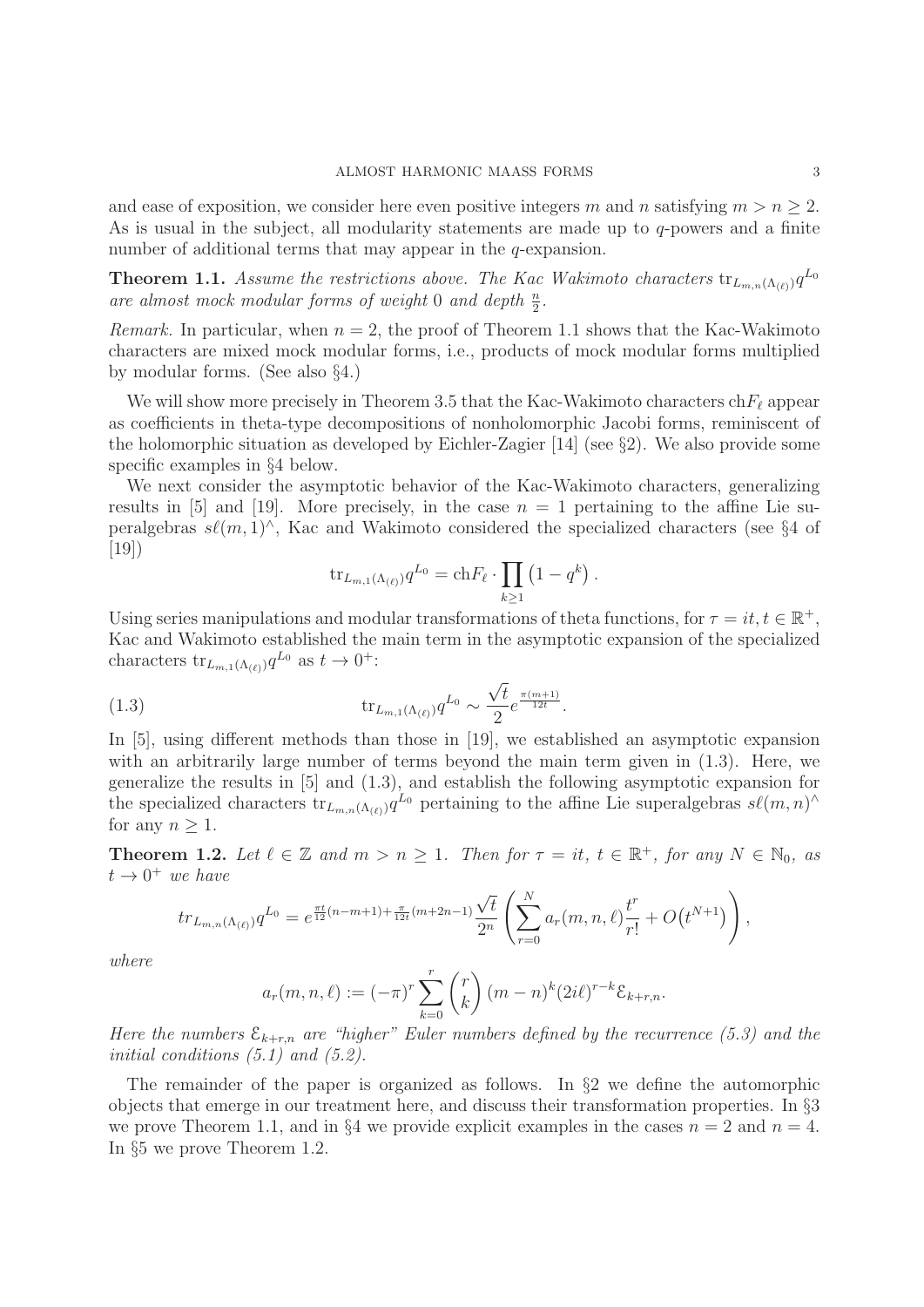and ease of exposition, we consider here even positive integers $m$ and $n$ satisfying $m > n \geq 2$. As is usual in the subject, all modularity statements are made up to $q$-powers and a finite number of additional terms that may appear in the $q$-expansion.

**Theorem 1.1.** *Assume the restrictions above. The Kac Wakimoto characters* $\mathrm{tr}_{L_{m,n}(\Lambda_{(\ell)})} q^{L_0}$ *are almost mock modular forms of weight* 0 *and depth* $\frac{n}{2}$.

*Remark.* In particular, when $n = 2$, the proof of Theorem 1.1 shows that the Kac-Wakimoto characters are mixed mock modular forms, i.e., products of mock modular forms multiplied by modular forms. (See also §4.)

We will show more precisely in Theorem 3.5 that the Kac-Wakimoto characters $\mathrm{ch}F_\ell$ appear as coefficients in theta-type decompositions of nonholomorphic Jacobi forms, reminiscent of the holomorphic situation as developed by Eichler-Zagier [14] (see §2). We also provide some specific examples in §4 below.

We next consider the asymptotic behavior of the Kac-Wakimoto characters, generalizing results in [5] and [19]. More precisely, in the case $n = 1$ pertaining to the affine Lie superalgebras $s\ell(m,1)^\wedge$, Kac and Wakimoto considered the specialized characters (see §4 of [19])

$$\mathrm{tr}_{L_{m,1}(\Lambda_{(\ell)})} q^{L_0} = \mathrm{ch}F_\ell \cdot \prod_{k \geq 1} \left(1 - q^k\right).$$

Using series manipulations and modular transformations of theta functions, for $\tau = it, t \in \mathbb{R}^+$, Kac and Wakimoto established the main term in the asymptotic expansion of the specialized characters $\mathrm{tr}_{L_{m,1}(\Lambda_{(\ell)})} q^{L_0}$ as $t \to 0^+$:

$$\mathrm{tr}_{L_{m,1}(\Lambda_{(\ell)})} q^{L_0} \sim \frac{\sqrt{t}}{2} e^{\frac{\pi(m+1)}{12t}}. \tag{1.3}$$

In [5], using different methods than those in [19], we established an asymptotic expansion with an arbitrarily large number of terms beyond the main term given in (1.3). Here, we generalize the results in [5] and (1.3), and establish the following asymptotic expansion for the specialized characters $\mathrm{tr}_{L_{m,n}(\Lambda_{(\ell)})} q^{L_0}$ pertaining to the affine Lie superalgebras $s\ell(m,n)^\wedge$ for any $n \geq 1$.

**Theorem 1.2.** *Let* $\ell \in \mathbb{Z}$ *and* $m > n \geq 1$. *Then for* $\tau = it$, $t \in \mathbb{R}^+$, *for any* $N \in \mathbb{N}_0$, *as* $t \to 0^+$ *we have*

$$tr_{L_{m,n}(\Lambda_{(\ell)})} q^{L_0} = e^{\frac{\pi t}{12}(n-m+1) + \frac{\pi}{12t}(m+2n-1)} \frac{\sqrt{t}}{2^n} \left( \sum_{r=0}^{N} a_r(m,n,\ell) \frac{t^r}{r!} + O\big(t^{N+1}\big) \right),$$

*where*

$$a_r(m,n,\ell) := (-\pi)^r \sum_{k=0}^{r} \binom{r}{k} (m-n)^k (2i\ell)^{r-k} \mathcal{E}_{k+r,n}.$$

*Here the numbers* $\mathcal{E}_{k+r,n}$ *are "higher" Euler numbers defined by the recurrence (5.3) and the initial conditions (5.1) and (5.2).*

The remainder of the paper is organized as follows. In §2 we define the automorphic objects that emerge in our treatment here, and discuss their transformation properties. In §3 we prove Theorem 1.1, and in §4 we provide explicit examples in the cases $n = 2$ and $n = 4$. In §5 we prove Theorem 1.2.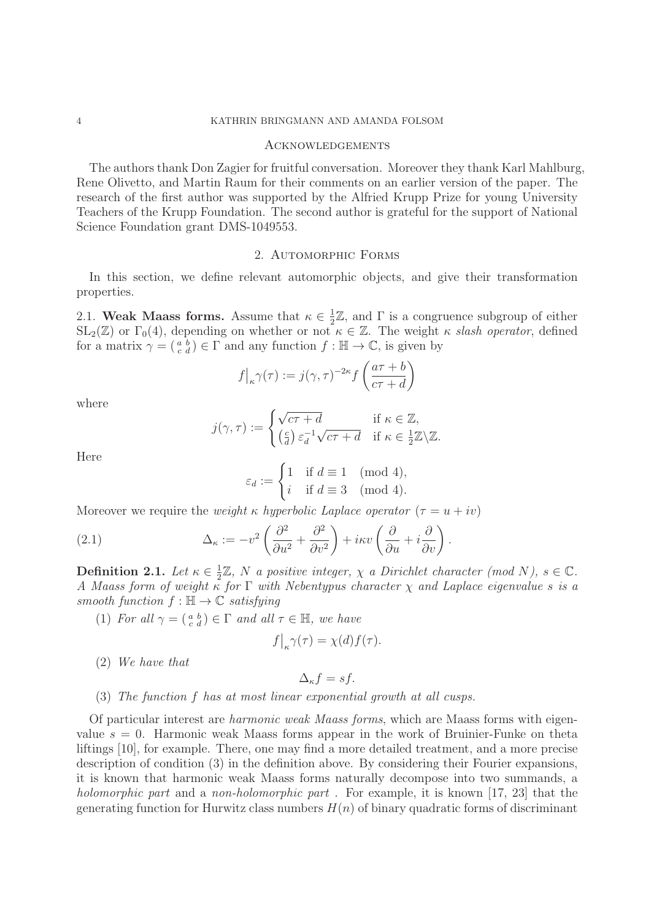## Acknowledgements

The authors thank Don Zagier for fruitful conversation. Moreover they thank Karl Mahlburg, Rene Olivetto, and Martin Raum for their comments on an earlier version of the paper. The research of the first author was supported by the Alfried Krupp Prize for young University Teachers of the Krupp Foundation. The second author is grateful for the support of National Science Foundation grant DMS-1049553.

## 2. Automorphic Forms

In this section, we define relevant automorphic objects, and give their transformation properties.

### 2.1. Weak Maass forms.

Assume that $\kappa \in \frac{1}{2}\mathbb{Z}$, and $\Gamma$ is a congruence subgroup of either $\mathrm{SL}_2(\mathbb{Z})$ or $\Gamma_0(4)$, depending on whether or not $\kappa \in \mathbb{Z}$. The weight $\kappa$ *slash operator*, defined for a matrix $\gamma = \left(\begin{smallmatrix} a & b \\ c & d \end{smallmatrix}\right) \in \Gamma$ and any function $f : \mathbb{H} \to \mathbb{C}$, is given by

$$f\big|_\kappa \gamma(\tau) := j(\gamma,\tau)^{-2\kappa} f\left(\frac{a\tau+b}{c\tau+d}\right)$$

where

$$j(\gamma,\tau) := \begin{cases} \sqrt{c\tau+d} & \text{if } \kappa \in \mathbb{Z}, \\ \left(\frac{c}{d}\right)\varepsilon_d^{-1}\sqrt{c\tau+d} & \text{if } \kappa \in \frac{1}{2}\mathbb{Z}\setminus\mathbb{Z}. \end{cases}$$

Here

$$\varepsilon_d := \begin{cases} 1 & \text{if } d \equiv 1 \pmod 4, \\ i & \text{if } d \equiv 3 \pmod 4. \end{cases}$$

Moreover we require the *weight $\kappa$ hyperbolic Laplace operator* ($\tau = u + iv$)

$$\Delta_\kappa := -v^2\left(\frac{\partial^2}{\partial u^2} + \frac{\partial^2}{\partial v^2}\right) + i\kappa v\left(\frac{\partial}{\partial u} + i\frac{\partial}{\partial v}\right). \tag{2.1}$$

**Definition 2.1.** *Let $\kappa \in \frac{1}{2}\mathbb{Z}$, $N$ a positive integer, $\chi$ a Dirichlet character (mod $N$), $s \in \mathbb{C}$. A Maass form of weight $\kappa$ for $\Gamma$ with Nebentypus character $\chi$ and Laplace eigenvalue $s$ is a smooth function $f : \mathbb{H} \to \mathbb{C}$ satisfying*

1. *For all $\gamma = \left(\begin{smallmatrix} a & b \\ c & d \end{smallmatrix}\right) \in \Gamma$ and all $\tau \in \mathbb{H}$, we have*
$$f\big|_\kappa \gamma(\tau) = \chi(d) f(\tau).$$
2. *We have that*
$$\Delta_\kappa f = sf.$$
3. *The function $f$ has at most linear exponential growth at all cusps.*

Of particular interest are *harmonic weak Maass forms*, which are Maass forms with eigenvalue $s = 0$. Harmonic weak Maass forms appear in the work of Bruinier-Funke on theta liftings [10], for example. There, one may find a more detailed treatment, and a more precise description of condition (3) in the definition above. By considering their Fourier expansions, it is known that harmonic weak Maass forms naturally decompose into two summands, a *holomorphic part* and a *non-holomorphic part* . For example, it is known [17, 23] that the generating function for Hurwitz class numbers $H(n)$ of binary quadratic forms of discriminant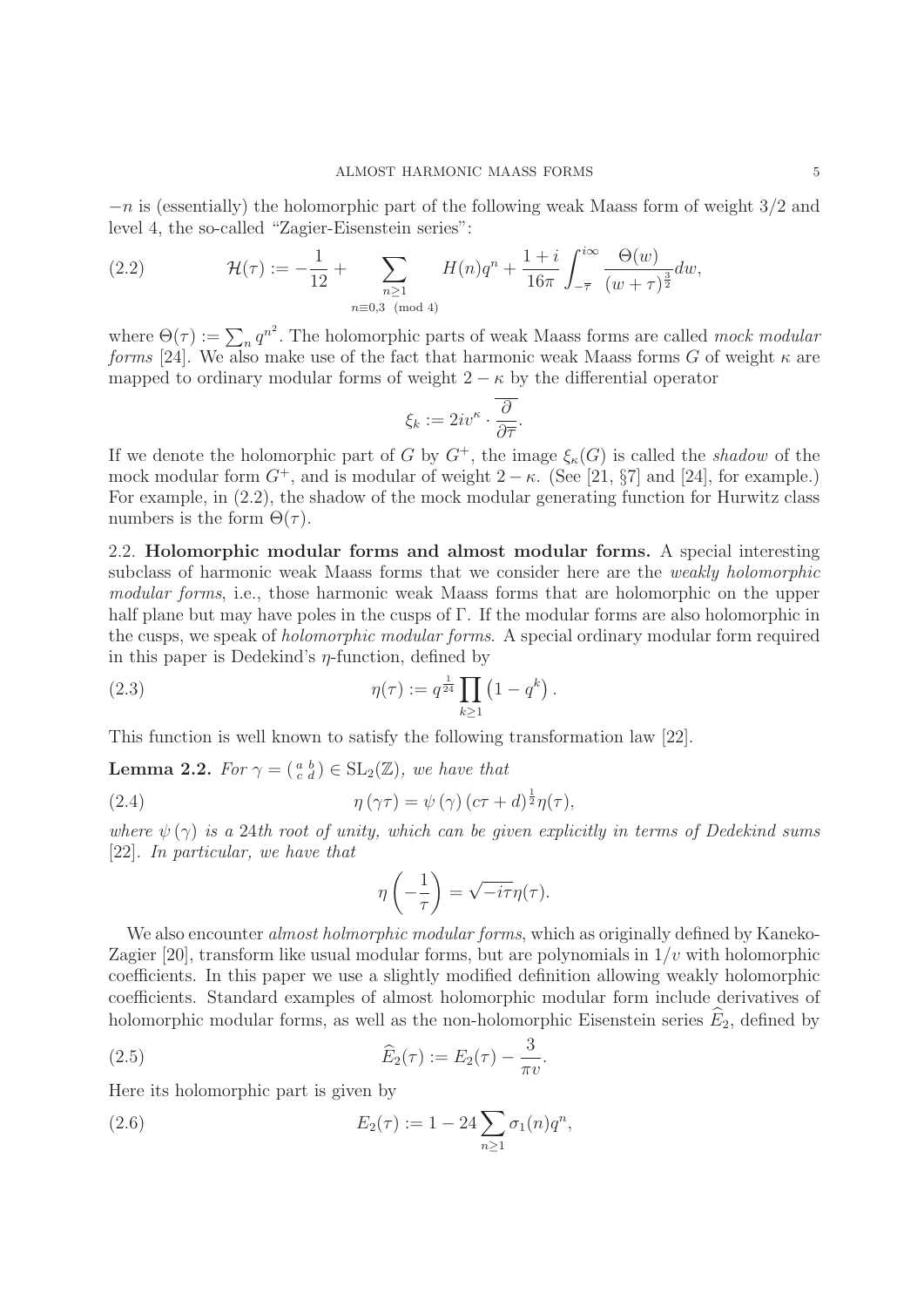$-n$ is (essentially) the holomorphic part of the following weak Maass form of weight 3/2 and level 4, the so-called "Zagier-Eisenstein series":

$$\mathcal{H}(\tau) := -\frac{1}{12} + \sum_{\substack{n\geq 1\\ n\equiv 0,3 \pmod 4}} H(n)q^n + \frac{1+i}{16\pi}\int_{-\overline{\tau}}^{i\infty} \frac{\Theta(w)}{(w+\tau)^{\frac{3}{2}}}dw, \tag{2.2}$$

where $\Theta(\tau) := \sum_n q^{n^2}$. The holomorphic parts of weak Maass forms are called *mock modular forms* [24]. We also make use of the fact that harmonic weak Maass forms $G$ of weight $\kappa$ are mapped to ordinary modular forms of weight $2-\kappa$ by the differential operator

$$\xi_k := 2iv^{\kappa}\cdot\overline{\frac{\partial}{\partial\overline{\tau}}}.$$

If we denote the holomorphic part of $G$ by $G^+$, the image $\xi_\kappa(G)$ is called the *shadow* of the mock modular form $G^+$, and is modular of weight $2-\kappa$. (See [21, §7] and [24], for example.) For example, in (2.2), the shadow of the mock modular generating function for Hurwitz class numbers is the form $\Theta(\tau)$.

**2.2. Holomorphic modular forms and almost modular forms.** A special interesting subclass of harmonic weak Maass forms that we consider here are the *weakly holomorphic modular forms*, i.e., those harmonic weak Maass forms that are holomorphic on the upper half plane but may have poles in the cusps of $\Gamma$. If the modular forms are also holomorphic in the cusps, we speak of *holomorphic modular forms*. A special ordinary modular form required in this paper is Dedekind's $\eta$-function, defined by

$$\eta(\tau) := q^{\frac{1}{24}}\prod_{k\geq 1}\left(1-q^k\right). \tag{2.3}$$

This function is well known to satisfy the following transformation law [22].

**Lemma 2.2.** *For $\gamma = \left(\begin{smallmatrix} a & b\\ c & d\end{smallmatrix}\right) \in \mathrm{SL}_2(\mathbb{Z})$, we have that*

$$\eta\left(\gamma\tau\right) = \psi\left(\gamma\right)\left(c\tau+d\right)^{\frac{1}{2}}\eta(\tau), \tag{2.4}$$

*where $\psi(\gamma)$ is a 24th root of unity, which can be given explicitly in terms of Dedekind sums* [22]*. In particular, we have that*

$$\eta\left(-\frac{1}{\tau}\right) = \sqrt{-i\tau}\,\eta(\tau).$$

We also encounter *almost holmorphic modular forms*, which as originally defined by Kaneko-Zagier [20], transform like usual modular forms, but are polynomials in $1/v$ with holomorphic coefficients. In this paper we use a slightly modified definition allowing weakly holomorphic coefficients. Standard examples of almost holomorphic modular form include derivatives of holomorphic modular forms, as well as the non-holomorphic Eisenstein series $\widehat{E}_2$, defined by

$$\widehat{E}_2(\tau) := E_2(\tau) - \frac{3}{\pi v}. \tag{2.5}$$

Here its holomorphic part is given by

$$E_2(\tau) := 1 - 24\sum_{n\geq 1}\sigma_1(n)q^n, \tag{2.6}$$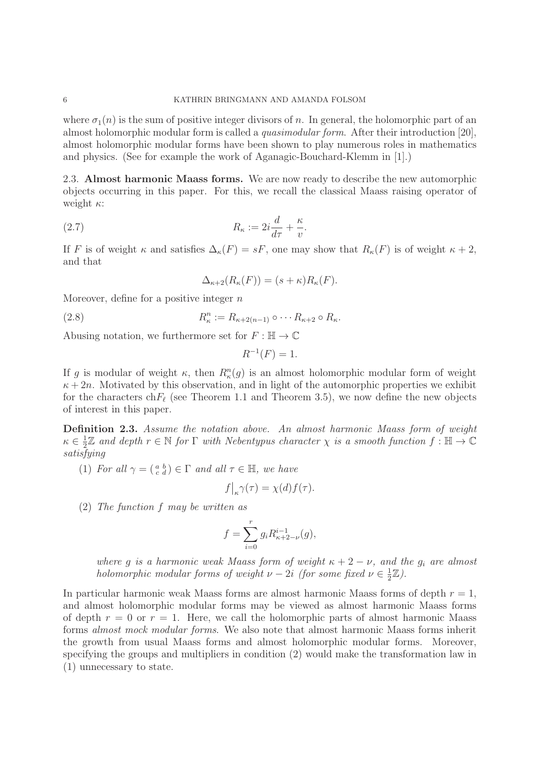where $\sigma_1(n)$ is the sum of positive integer divisors of $n$. In general, the holomorphic part of an almost holomorphic modular form is called a *quasimodular form*. After their introduction [20], almost holomorphic modular forms have been shown to play numerous roles in mathematics and physics. (See for example the work of Aganagic-Bouchard-Klemm in [1].)

## 2.3. Almost harmonic Maass forms.

We are now ready to describe the new automorphic objects occurring in this paper. For this, we recall the classical Maass raising operator of weight $\kappa$:

$$R_\kappa := 2i\frac{d}{d\tau} + \frac{\kappa}{v}. \tag{2.7}$$

If $F$ is of weight $\kappa$ and satisfies $\Delta_\kappa(F) = sF$, one may show that $R_\kappa(F)$ is of weight $\kappa+2$, and that

$$\Delta_{\kappa+2}(R_\kappa(F)) = (s+\kappa)R_\kappa(F).$$

Moreover, define for a positive integer $n$

$$R_\kappa^n := R_{\kappa+2(n-1)} \circ \cdots R_{\kappa+2} \circ R_\kappa. \tag{2.8}$$

Abusing notation, we furthermore set for $F : \mathbb{H} \to \mathbb{C}$

$$R^{-1}(F) = 1.$$

If $g$ is modular of weight $\kappa$, then $R_\kappa^n(g)$ is an almost holomorphic modular form of weight $\kappa + 2n$. Motivated by this observation, and in light of the automorphic properties we exhibit for the characters $\mathrm{ch}F_\ell$ (see Theorem 1.1 and Theorem 3.5), we now define the new objects of interest in this paper.

**Definition 2.3.** *Assume the notation above. An almost harmonic Maass form of weight $\kappa \in \frac{1}{2}\mathbb{Z}$ and depth $r \in \mathbb{N}$ for $\Gamma$ with Nebentypus character $\chi$ is a smooth function $f : \mathbb{H} \to \mathbb{C}$ satisfying*

1. *For all $\gamma = \left(\begin{smallmatrix} a & b \\ c & d \end{smallmatrix}\right) \in \Gamma$ and all $\tau \in \mathbb{H}$, we have*
$$f\big|_\kappa \gamma(\tau) = \chi(d) f(\tau).$$
2. *The function $f$ may be written as*
$$f = \sum_{i=0}^{r} g_i R_{\kappa+2-\nu}^{i-1}(g),$$
*where $g$ is a harmonic weak Maass form of weight $\kappa + 2 - \nu$, and the $g_i$ are almost holomorphic modular forms of weight $\nu - 2i$ (for some fixed $\nu \in \frac{1}{2}\mathbb{Z}$).*

In particular harmonic weak Maass forms are almost harmonic Maass forms of depth $r = 1$, and almost holomorphic modular forms may be viewed as almost harmonic Maass forms of depth $r = 0$ or $r = 1$. Here, we call the holomorphic parts of almost harmonic Maass forms *almost mock modular forms*. We also note that almost harmonic Maass forms inherit the growth from usual Maass forms and almost holomorphic modular forms. Moreover, specifying the groups and multipliers in condition (2) would make the transformation law in (1) unnecessary to state.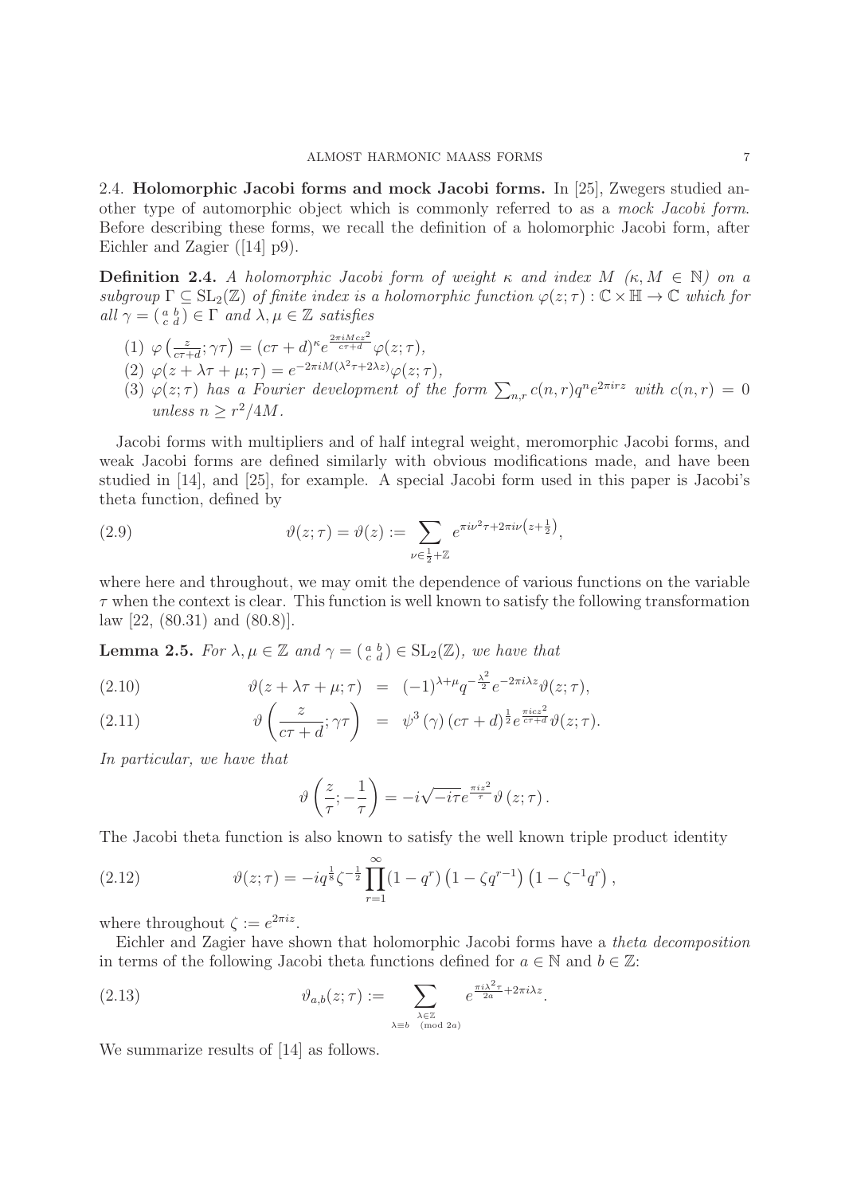2.4. **Holomorphic Jacobi forms and mock Jacobi forms.** In [25], Zwegers studied another type of automorphic object which is commonly referred to as a *mock Jacobi form*. Before describing these forms, we recall the definition of a holomorphic Jacobi form, after Eichler and Zagier ([14] p9).

**Definition 2.4.** *A holomorphic Jacobi form of weight $\kappa$ and index $M$ ($\kappa, M \in \mathbb{N}$) on a subgroup $\Gamma \subseteq \mathrm{SL}_2(\mathbb{Z})$ of finite index is a holomorphic function $\varphi(z;\tau) : \mathbb{C} \times \mathbb{H} \to \mathbb{C}$ which for all $\gamma = \left(\begin{smallmatrix} a & b \\ c & d \end{smallmatrix}\right) \in \Gamma$ and $\lambda, \mu \in \mathbb{Z}$ satisfies*

1. $\varphi\left(\frac{z}{c\tau+d}; \gamma\tau\right) = (c\tau+d)^{\kappa} e^{\frac{2\pi i M c z^2}{c\tau+d}} \varphi(z;\tau)$,
2. $\varphi(z + \lambda\tau + \mu; \tau) = e^{-2\pi i M(\lambda^2\tau + 2\lambda z)} \varphi(z;\tau)$,
3. *$\varphi(z;\tau)$ has a Fourier development of the form $\sum_{n,r} c(n,r) q^n e^{2\pi i r z}$ with $c(n,r) = 0$ unless $n \geq r^2/4M$.*

Jacobi forms with multipliers and of half integral weight, meromorphic Jacobi forms, and weak Jacobi forms are defined similarly with obvious modifications made, and have been studied in [14], and [25], for example. A special Jacobi form used in this paper is Jacobi's theta function, defined by

$$\vartheta(z;\tau) = \vartheta(z) := \sum_{\nu \in \frac{1}{2} + \mathbb{Z}} e^{\pi i \nu^2 \tau + 2\pi i \nu\left(z + \frac{1}{2}\right)}, \tag{2.9}$$

where here and throughout, we may omit the dependence of various functions on the variable $\tau$ when the context is clear. This function is well known to satisfy the following transformation law [22, (80.31) and (80.8)].

**Lemma 2.5.** *For $\lambda, \mu \in \mathbb{Z}$ and $\gamma = \left(\begin{smallmatrix} a & b \\ c & d \end{smallmatrix}\right) \in \mathrm{SL}_2(\mathbb{Z})$, we have that*

$$\vartheta(z + \lambda\tau + \mu; \tau) = (-1)^{\lambda+\mu} q^{-\frac{\lambda^2}{2}} e^{-2\pi i \lambda z} \vartheta(z;\tau), \tag{2.10}$$

$$\vartheta\left(\frac{z}{c\tau+d}; \gamma\tau\right) = \psi^3(\gamma) (c\tau+d)^{\frac{1}{2}} e^{\frac{\pi i c z^2}{c\tau+d}} \vartheta(z;\tau). \tag{2.11}$$

*In particular, we have that*

$$\vartheta\left(\frac{z}{\tau}; -\frac{1}{\tau}\right) = -i\sqrt{-i\tau}\, e^{\frac{\pi i z^2}{\tau}} \vartheta(z;\tau).$$

The Jacobi theta function is also known to satisfy the well known triple product identity

$$\vartheta(z;\tau) = -i q^{\frac{1}{8}} \zeta^{-\frac{1}{2}} \prod_{r=1}^{\infty} (1 - q^r)\left(1 - \zeta q^{r-1}\right)\left(1 - \zeta^{-1} q^r\right), \tag{2.12}$$

where throughout $\zeta := e^{2\pi i z}$.

Eichler and Zagier have shown that holomorphic Jacobi forms have a *theta decomposition* in terms of the following Jacobi theta functions defined for $a \in \mathbb{N}$ and $b \in \mathbb{Z}$:

$$\vartheta_{a,b}(z;\tau) := \sum_{\substack{\lambda \in \mathbb{Z} \\ \lambda \equiv b \pmod{2a}}} e^{\frac{\pi i \lambda^2 \tau}{2a} + 2\pi i \lambda z}. \tag{2.13}$$

We summarize results of [14] as follows.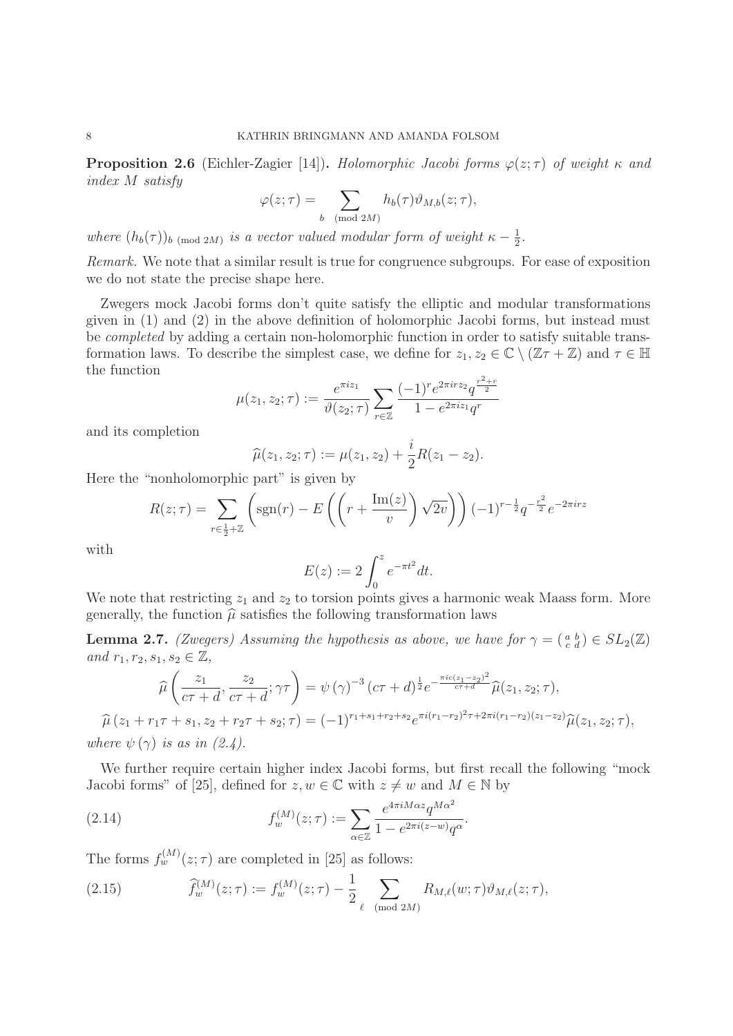**Proposition 2.6** (Eichler-Zagier [14]). *Holomorphic Jacobi forms $\varphi(z;\tau)$ of weight $\kappa$ and index $M$ satisfy*

$$\varphi(z;\tau) = \sum_{b \pmod{2M}} h_b(\tau)\vartheta_{M,b}(z;\tau),$$

*where $(h_b(\tau))_{b \pmod{2M}}$ is a vector valued modular form of weight $\kappa - \frac{1}{2}$.*

*Remark.* We note that a similar result is true for congruence subgroups. For ease of exposition we do not state the precise shape here.

Zwegers mock Jacobi forms don't quite satisfy the elliptic and modular transformations given in (1) and (2) in the above definition of holomorphic Jacobi forms, but instead must be *completed* by adding a certain non-holomorphic function in order to satisfy suitable transformation laws. To describe the simplest case, we define for $z_1, z_2 \in \mathbb{C} \setminus (\mathbb{Z}\tau + \mathbb{Z})$ and $\tau \in \mathbb{H}$ the function

$$\mu(z_1, z_2; \tau) := \frac{e^{\pi i z_1}}{\vartheta(z_2;\tau)} \sum_{r\in\mathbb{Z}} \frac{(-1)^r e^{2\pi i r z_2} q^{\frac{r^2+r}{2}}}{1 - e^{2\pi i z_1} q^r}$$

and its completion

$$\widehat{\mu}(z_1, z_2; \tau) := \mu(z_1, z_2) + \frac{i}{2} R(z_1 - z_2).$$

Here the "nonholomorphic part" is given by

$$R(z;\tau) = \sum_{r \in \frac{1}{2}+\mathbb{Z}} \left( \operatorname{sgn}(r) - E\left( \left( r + \frac{\operatorname{Im}(z)}{v} \right) \sqrt{2v} \right) \right) (-1)^{r-\frac{1}{2}} q^{-\frac{r^2}{2}} e^{-2\pi i r z}$$

with

$$E(z) := 2\int_0^z e^{-\pi t^2} dt.$$

We note that restricting $z_1$ and $z_2$ to torsion points gives a harmonic weak Maass form. More generally, the function $\widehat{\mu}$ satisfies the following transformation laws

**Lemma 2.7.** *(Zwegers) Assuming the hypothesis as above, we have for $\gamma = \left(\begin{smallmatrix} a & b \\ c & d \end{smallmatrix}\right) \in SL_2(\mathbb{Z})$ and $r_1, r_2, s_1, s_2 \in \mathbb{Z}$,*

$$\widehat{\mu}\left( \frac{z_1}{c\tau+d}, \frac{z_2}{c\tau+d}; \gamma\tau \right) = \psi(\gamma)^{-3} (c\tau+d)^{\frac{1}{2}} e^{-\frac{\pi i c (z_1 - z_2)^2}{c\tau+d}} \widehat{\mu}(z_1, z_2; \tau),$$

$$\widehat{\mu}(z_1 + r_1\tau + s_1, z_2 + r_2\tau + s_2; \tau) = (-1)^{r_1+s_1+r_2+s_2} e^{\pi i (r_1-r_2)^2 \tau + 2\pi i (r_1 - r_2)(z_1 - z_2)} \widehat{\mu}(z_1, z_2; \tau),$$

*where $\psi(\gamma)$ is as in (2.4).*

We further require certain higher index Jacobi forms, but first recall the following "mock Jacobi forms" of [25], defined for $z, w \in \mathbb{C}$ with $z \neq w$ and $M \in \mathbb{N}$ by

$$f_w^{(M)}(z;\tau) := \sum_{\alpha\in\mathbb{Z}} \frac{e^{4\pi i M \alpha z} q^{M\alpha^2}}{1 - e^{2\pi i (z-w)} q^{\alpha}}. \tag{2.14}$$

The forms $f_w^{(M)}(z;\tau)$ are completed in [25] as follows:

$$\widehat{f}_w^{(M)}(z;\tau) := f_w^{(M)}(z;\tau) - \frac{1}{2} \sum_{\ell \pmod{2M}} R_{M,\ell}(w;\tau)\vartheta_{M,\ell}(z;\tau), \tag{2.15}$$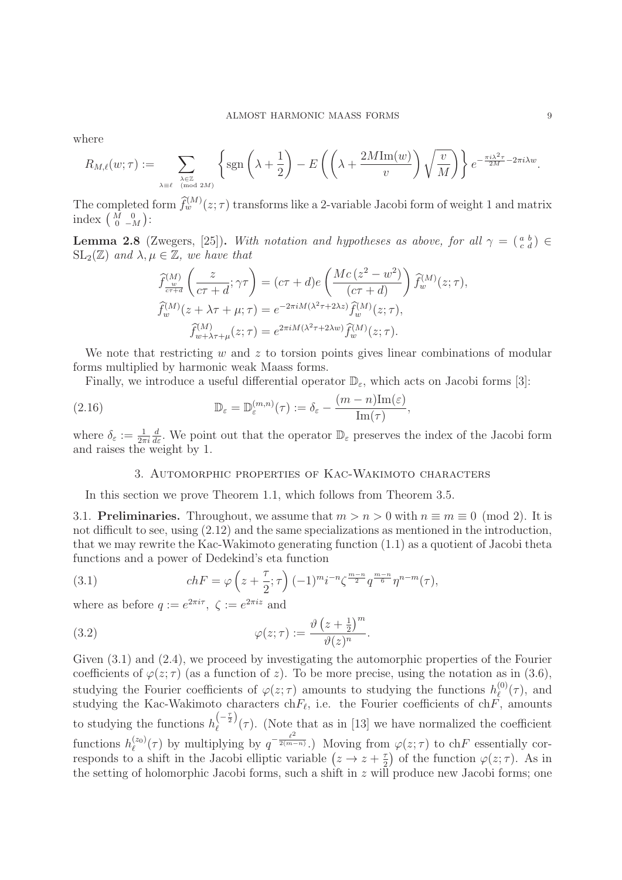where

$$R_{M,\ell}(w;\tau) := \sum_{\substack{\lambda \in \mathbb{Z} \\ \lambda \equiv \ell \pmod{2M}}} \left\{ \operatorname{sgn}\left(\lambda + \frac{1}{2}\right) - E\left(\left(\lambda + \frac{2M\operatorname{Im}(w)}{v}\right)\sqrt{\frac{v}{M}}\right)\right\} e^{-\frac{\pi i \lambda^2 \tau}{2M} - 2\pi i \lambda w}.$$

The completed form $\widehat{f}_w^{(M)}(z;\tau)$ transforms like a 2-variable Jacobi form of weight 1 and matrix index $\left(\begin{smallmatrix} M & 0 \\ 0 & -M \end{smallmatrix}\right)$:

**Lemma 2.8** (Zwegers, [25])**.** *With notation and hypotheses as above, for all $\gamma = \left(\begin{smallmatrix} a & b \\ c & d \end{smallmatrix}\right) \in \mathrm{SL}_2(\mathbb{Z})$ and $\lambda, \mu \in \mathbb{Z}$, we have that*

$$\widehat{f}_{\frac{w}{c\tau+d}}^{(M)}\left(\frac{z}{c\tau+d};\gamma\tau\right) = (c\tau+d)e\left(\frac{Mc\left(z^2-w^2\right)}{(c\tau+d)}\right)\widehat{f}_w^{(M)}(z;\tau),$$

$$\widehat{f}_w^{(M)}(z+\lambda\tau+\mu;\tau) = e^{-2\pi i M(\lambda^2\tau+2\lambda z)}\widehat{f}_w^{(M)}(z;\tau),$$

$$\widehat{f}_{w+\lambda\tau+\mu}^{(M)}(z;\tau) = e^{2\pi i M(\lambda^2\tau+2\lambda w)}\widehat{f}_w^{(M)}(z;\tau).$$

We note that restricting $w$ and $z$ to torsion points gives linear combinations of modular forms multiplied by harmonic weak Maass forms.

Finally, we introduce a useful differential operator $\mathbb{D}_\varepsilon$, which acts on Jacobi forms [3]:

$$\mathbb{D}_\varepsilon = \mathbb{D}_\varepsilon^{(m,n)}(\tau) := \delta_\varepsilon - \frac{(m-n)\operatorname{Im}(\varepsilon)}{\operatorname{Im}(\tau)}, \tag{2.16}$$

where $\delta_\varepsilon := \frac{1}{2\pi i}\frac{d}{d\varepsilon}$. We point out that the operator $\mathbb{D}_\varepsilon$ preserves the index of the Jacobi form and raises the weight by 1.

## 3. Automorphic properties of Kac-Wakimoto characters

In this section we prove Theorem 1.1, which follows from Theorem 3.5.

**3.1. Preliminaries.** Throughout, we assume that $m > n > 0$ with $n \equiv m \equiv 0 \pmod 2$. It is not difficult to see, using (2.12) and the same specializations as mentioned in the introduction, that we may rewrite the Kac-Wakimoto generating function (1.1) as a quotient of Jacobi theta functions and a power of Dedekind's eta function

$$chF = \varphi\left(z+\frac{\tau}{2};\tau\right)(-1)^m i^{-n}\zeta^{\frac{m-n}{2}}q^{\frac{m-n}{6}}\eta^{n-m}(\tau), \tag{3.1}$$

where as before $q := e^{2\pi i\tau}$, $\zeta := e^{2\pi i z}$ and

$$\varphi(z;\tau) := \frac{\vartheta\left(z+\frac{1}{2}\right)^m}{\vartheta(z)^n}. \tag{3.2}$$

Given (3.1) and (2.4), we proceed by investigating the automorphic properties of the Fourier coefficients of $\varphi(z;\tau)$ (as a function of $z$). To be more precise, using the notation as in (3.6), studying the Fourier coefficients of $\varphi(z;\tau)$ amounts to studying the functions $h_\ell^{(0)}(\tau)$, and studying the Kac-Wakimoto characters $\mathrm{ch}F_\ell$, i.e. the Fourier coefficients of $\mathrm{ch}F$, amounts to studying the functions $h_\ell^{\left(-\frac{\tau}{2}\right)}(\tau)$. (Note that as in [13] we have normalized the coefficient functions $h_\ell^{(z_0)}(\tau)$ by multiplying by $q^{-\frac{\ell^2}{2(m-n)}}$.) Moving from $\varphi(z;\tau)$ to $\mathrm{ch}F$ essentially corresponds to a shift in the Jacobi elliptic variable $\left(z \to z+\frac{\tau}{2}\right)$ of the function $\varphi(z;\tau)$. As in the setting of holomorphic Jacobi forms, such a shift in $z$ will produce new Jacobi forms; one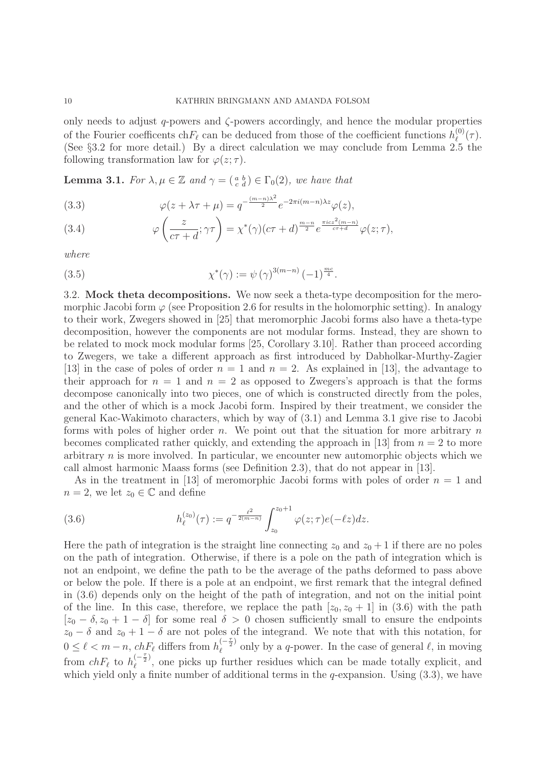only needs to adjust $q$-powers and $\zeta$-powers accordingly, and hence the modular properties of the Fourier coefficents $\mathrm{ch}F_\ell$ can be deduced from those of the coefficient functions $h_\ell^{(0)}(\tau)$. (See §3.2 for more detail.) By a direct calculation we may conclude from Lemma 2.5 the following transformation law for $\varphi(z;\tau)$.

**Lemma 3.1.** *For $\lambda, \mu \in \mathbb{Z}$ and $\gamma = \left(\begin{smallmatrix} a & b \\ c & d \end{smallmatrix}\right) \in \Gamma_0(2)$, we have that*

$$\varphi(z+\lambda\tau+\mu) = q^{-\frac{(m-n)\lambda^2}{2}} e^{-2\pi i(m-n)\lambda z}\varphi(z), \tag{3.3}$$

$$\varphi\left(\frac{z}{c\tau+d};\gamma\tau\right) = \chi^*(\gamma)(c\tau+d)^{\frac{m-n}{2}} e^{\frac{\pi i c z^2(m-n)}{c\tau+d}}\varphi(z;\tau), \tag{3.4}$$

*where*

$$\chi^*(\gamma) := \psi(\gamma)^{3(m-n)}(-1)^{\frac{mc}{4}}. \tag{3.5}$$

3.2. **Mock theta decompositions.** We now seek a theta-type decomposition for the meromorphic Jacobi form $\varphi$ (see Proposition 2.6 for results in the holomorphic setting). In analogy to their work, Zwegers showed in [25] that meromorphic Jacobi forms also have a theta-type decomposition, however the components are not modular forms. Instead, they are shown to be related to mock mock modular forms [25, Corollary 3.10]. Rather than proceed according to Zwegers, we take a different approach as first introduced by Dabholkar-Murthy-Zagier [13] in the case of poles of order $n=1$ and $n=2$. As explained in [13], the advantage to their approach for $n=1$ and $n=2$ as opposed to Zwegers's approach is that the forms decompose canonically into two pieces, one of which is constructed directly from the poles, and the other of which is a mock Jacobi form. Inspired by their treatment, we consider the general Kac-Wakimoto characters, which by way of (3.1) and Lemma 3.1 give rise to Jacobi forms with poles of higher order $n$. We point out that the situation for more arbitrary $n$ becomes complicated rather quickly, and extending the approach in [13] from $n=2$ to more arbitrary $n$ is more involved. In particular, we encounter new automorphic objects which we call almost harmonic Maass forms (see Definition 2.3), that do not appear in [13].

As in the treatment in [13] of meromorphic Jacobi forms with poles of order $n=1$ and $n=2$, we let $z_0 \in \mathbb{C}$ and define

$$h_\ell^{(z_0)}(\tau) := q^{-\frac{\ell^2}{2(m-n)}} \int_{z_0}^{z_0+1} \varphi(z;\tau)e(-\ell z)dz. \tag{3.6}$$

Here the path of integration is the straight line connecting $z_0$ and $z_0+1$ if there are no poles on the path of integration. Otherwise, if there is a pole on the path of integration which is not an endpoint, we define the path to be the average of the paths deformed to pass above or below the pole. If there is a pole at an endpoint, we first remark that the integral defined in (3.6) depends only on the height of the path of integration, and not on the initial point of the line. In this case, therefore, we replace the path $[z_0, z_0+1]$ in (3.6) with the path $[z_0-\delta, z_0+1-\delta]$ for some real $\delta > 0$ chosen sufficiently small to ensure the endpoints $z_0-\delta$ and $z_0+1-\delta$ are not poles of the integrand. We note that with this notation, for $0 \leq \ell < m-n$, $chF_\ell$ differs from $h_\ell^{(-\frac{\tau}{2})}$ only by a $q$-power. In the case of general $\ell$, in moving from $chF_\ell$ to $h_\ell^{(-\frac{\tau}{2})}$, one picks up further residues which can be made totally explicit, and which yield only a finite number of additional terms in the $q$-expansion. Using (3.3), we have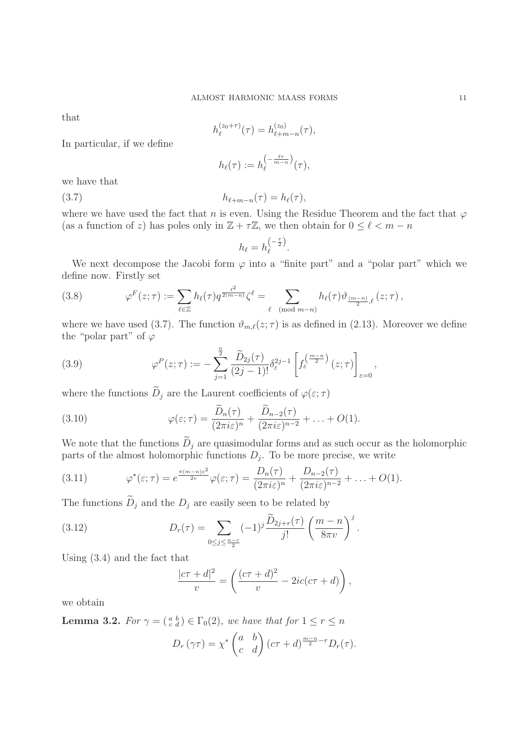that

$$h_\ell^{(z_0+\tau)}(\tau) = h_{\ell+m-n}^{(z_0)}(\tau),$$

In particular, if we define

$$h_\ell(\tau) := h_\ell^{\left(-\frac{\ell\tau}{m-n}\right)}(\tau),$$

we have that

$$h_{\ell+m-n}(\tau) = h_\ell(\tau), \tag{3.7}$$

where we have used the fact that $n$ is even. Using the Residue Theorem and the fact that $\varphi$ (as a function of $z$) has poles only in $\mathbb{Z}+\tau\mathbb{Z}$, we then obtain for $0 \leq \ell < m-n$

$$h_\ell = h_\ell^{\left(-\frac{\tau}{2}\right)}.$$

We next decompose the Jacobi form $\varphi$ into a "finite part" and a "polar part" which we define now. Firstly set

$$\varphi^F(z;\tau) := \sum_{\ell\in\mathbb{Z}} h_\ell(\tau) q^{\frac{\ell^2}{2(m-n)}} \zeta^\ell = \sum_{\ell \pmod{m-n}} h_\ell(\tau) \vartheta_{\frac{(m-n)}{2},\ell}(z;\tau), \tag{3.8}$$

where we have used (3.7). The function $\vartheta_{m,\ell}(z;\tau)$ is as defined in (2.13). Moreover we define the "polar part" of $\varphi$

$$\varphi^P(z;\tau) := -\sum_{j=1}^{\frac{n}{2}} \frac{\widetilde{D}_{2j}(\tau)}{(2j-1)!} \delta_\varepsilon^{2j-1} \left[ f_\varepsilon^{\left(\frac{m-n}{2}\right)}(z;\tau) \right]_{\varepsilon=0}, \tag{3.9}$$

where the functions $\widetilde{D}_j$ are the Laurent coefficients of $\varphi(\varepsilon;\tau)$

$$\varphi(\varepsilon;\tau) = \frac{\widetilde{D}_n(\tau)}{(2\pi i\varepsilon)^n} + \frac{\widetilde{D}_{n-2}(\tau)}{(2\pi i\varepsilon)^{n-2}} + \ldots + O(1). \tag{3.10}$$

We note that the functions $\widetilde{D}_j$ are quasimodular forms and as such occur as the holomorphic parts of the almost holomorphic functions $D_j$. To be more precise, we write

$$\varphi^*(\varepsilon;\tau) = e^{\frac{\pi(m-n)\varepsilon^2}{2v}} \varphi(\varepsilon;\tau) = \frac{D_n(\tau)}{(2\pi i\varepsilon)^n} + \frac{D_{n-2}(\tau)}{(2\pi i\varepsilon)^{n-2}} + \ldots + O(1). \tag{3.11}$$

The functions $\widetilde{D}_j$ and the $D_j$ are easily seen to be related by

$$D_r(\tau) = \sum_{0\leq j\leq \frac{n-r}{2}} (-1)^j \frac{\widetilde{D}_{2j+r}(\tau)}{j!} \left(\frac{m-n}{8\pi v}\right)^j. \tag{3.12}$$

Using (3.4) and the fact that

$$\frac{|c\tau+d|^2}{v} = \left(\frac{(c\tau+d)^2}{v} - 2ic(c\tau+d)\right),$$

we obtain

**Lemma 3.2.** *For $\gamma = \left(\begin{smallmatrix} a & b \\ c & d \end{smallmatrix}\right) \in \Gamma_0(2)$, we have that for $1 \leq r \leq n$*

$$D_r(\gamma\tau) = \chi^* \begin{pmatrix} a & b \\ c & d \end{pmatrix} (c\tau+d)^{\frac{m-n}{2}-r} D_r(\tau).$$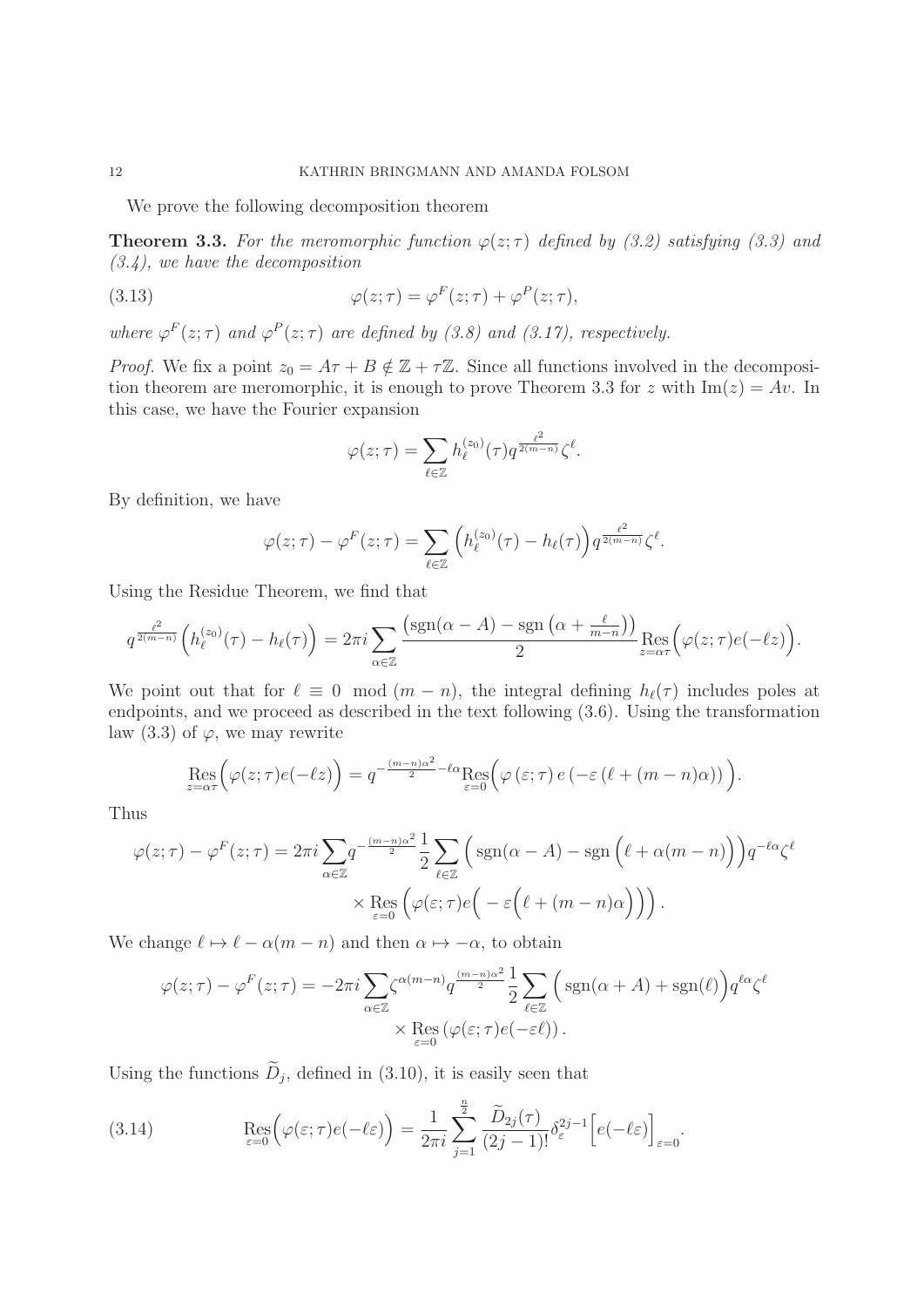We prove the following decomposition theorem

**Theorem 3.3.** *For the meromorphic function $\varphi(z;\tau)$ defined by (3.2) satisfying (3.3) and (3.4), we have the decomposition*

$$\varphi(z;\tau) = \varphi^F(z;\tau) + \varphi^P(z;\tau), \tag{3.13}$$

*where $\varphi^F(z;\tau)$ and $\varphi^P(z;\tau)$ are defined by (3.8) and (3.17), respectively.*

*Proof.* We fix a point $z_0 = A\tau + B \notin \mathbb{Z} + \tau\mathbb{Z}$. Since all functions involved in the decomposition theorem are meromorphic, it is enough to prove Theorem 3.3 for $z$ with $\mathrm{Im}(z) = Av$. In this case, we have the Fourier expansion

$$\varphi(z;\tau) = \sum_{\ell \in \mathbb{Z}} h_\ell^{(z_0)}(\tau) q^{\frac{\ell^2}{2(m-n)}} \zeta^\ell.$$

By definition, we have

$$\varphi(z;\tau) - \varphi^F(z;\tau) = \sum_{\ell \in \mathbb{Z}} \Big( h_\ell^{(z_0)}(\tau) - h_\ell(\tau) \Big) q^{\frac{\ell^2}{2(m-n)}} \zeta^\ell.$$

Using the Residue Theorem, we find that

$$q^{\frac{\ell^2}{2(m-n)}} \Big( h_\ell^{(z_0)}(\tau) - h_\ell(\tau) \Big) = 2\pi i \sum_{\alpha \in \mathbb{Z}} \frac{\left(\mathrm{sgn}(\alpha - A) - \mathrm{sgn}\left(\alpha + \frac{\ell}{m-n}\right)\right)}{2} \operatorname*{Res}_{z=\alpha\tau} \Big( \varphi(z;\tau) e(-\ell z) \Big).$$

We point out that for $\ell \equiv 0 \mod (m-n)$, the integral defining $h_\ell(\tau)$ includes poles at endpoints, and we proceed as described in the text following (3.6). Using the transformation law (3.3) of $\varphi$, we may rewrite

$$\operatorname*{Res}_{z=\alpha\tau} \Big( \varphi(z;\tau) e(-\ell z) \Big) = q^{-\frac{(m-n)\alpha^2}{2} - \ell\alpha} \operatorname*{Res}_{\varepsilon=0} \Big( \varphi(\varepsilon;\tau)\, e\left(-\varepsilon\left(\ell + (m-n)\alpha\right)\right) \Big).$$

Thus

$$\begin{aligned}
\varphi(z;\tau) - \varphi^F(z;\tau) = 2\pi i \sum_{\alpha \in \mathbb{Z}} q^{-\frac{(m-n)\alpha^2}{2}} \frac{1}{2} \sum_{\ell \in \mathbb{Z}} \Big( \mathrm{sgn}(\alpha - A) - \mathrm{sgn}\Big(\ell + \alpha(m-n)\Big) \Big) q^{-\ell\alpha} \zeta^\ell \\
\times \operatorname*{Res}_{\varepsilon=0} \Big( \varphi(\varepsilon;\tau) e\Big( -\varepsilon\Big(\ell + (m-n)\alpha\Big)\Big) \Big).
\end{aligned}$$

We change $\ell \mapsto \ell - \alpha(m-n)$ and then $\alpha \mapsto -\alpha$, to obtain

$$\begin{aligned}
\varphi(z;\tau) - \varphi^F(z;\tau) = -2\pi i \sum_{\alpha \in \mathbb{Z}} \zeta^{\alpha(m-n)} q^{\frac{(m-n)\alpha^2}{2}} \frac{1}{2} \sum_{\ell \in \mathbb{Z}} \Big( \mathrm{sgn}(\alpha + A) + \mathrm{sgn}(\ell) \Big) q^{\ell\alpha} \zeta^\ell \\
\times \operatorname*{Res}_{\varepsilon=0} \left( \varphi(\varepsilon;\tau) e(-\varepsilon\ell) \right).
\end{aligned}$$

Using the functions $\widetilde{D}_j$, defined in (3.10), it is easily seen that

$$\operatorname*{Res}_{\varepsilon=0} \Big( \varphi(\varepsilon;\tau) e(-\ell\varepsilon) \Big) = \frac{1}{2\pi i} \sum_{j=1}^{\frac{n}{2}} \frac{\widetilde{D}_{2j}(\tau)}{(2j-1)!} \delta_\varepsilon^{2j-1} \Big[ e(-\ell\varepsilon) \Big]_{\varepsilon=0}. \tag{3.14}$$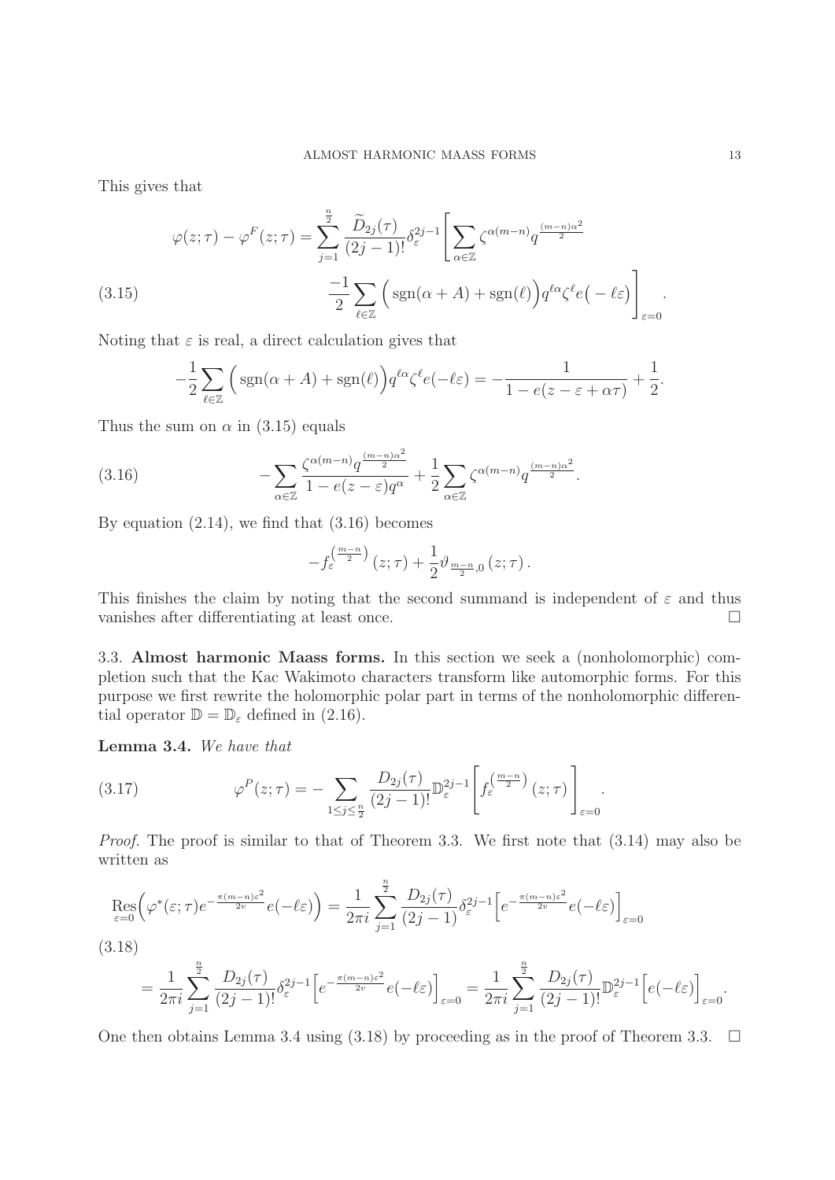This gives that

$$
\begin{aligned}
\varphi(z;\tau) - \varphi^F(z;\tau) = \sum_{j=1}^{\frac{n}{2}} \frac{\widetilde{D}_{2j}(\tau)}{(2j-1)!} \delta_\varepsilon^{2j-1} \Bigg[ \sum_{\alpha \in \mathbb{Z}} \zeta^{\alpha(m-n)} q^{\frac{(m-n)\alpha^2}{2}} \\
\frac{-1}{2} \sum_{\ell \in \mathbb{Z}} \Big( \operatorname{sgn}(\alpha + A) + \operatorname{sgn}(\ell) \Big) q^{\ell\alpha} \zeta^\ell e\big(-\ell\varepsilon\big) \Bigg]_{\varepsilon=0}.
\end{aligned} \tag{3.15}
$$

Noting that $\varepsilon$ is real, a direct calculation gives that

$$
-\frac{1}{2} \sum_{\ell \in \mathbb{Z}} \Big( \operatorname{sgn}(\alpha + A) + \operatorname{sgn}(\ell) \Big) q^{\ell\alpha} \zeta^\ell e(-\ell\varepsilon) = -\frac{1}{1 - e(z - \varepsilon + \alpha\tau)} + \frac{1}{2}.
$$

Thus the sum on $\alpha$ in (3.15) equals

$$
-\sum_{\alpha \in \mathbb{Z}} \frac{\zeta^{\alpha(m-n)} q^{\frac{(m-n)\alpha^2}{2}}}{1 - e(z-\varepsilon) q^\alpha} + \frac{1}{2} \sum_{\alpha \in \mathbb{Z}} \zeta^{\alpha(m-n)} q^{\frac{(m-n)\alpha^2}{2}}. \tag{3.16}
$$

By equation (2.14), we find that (3.16) becomes

$$
-f_\varepsilon^{\left(\frac{m-n}{2}\right)}(z;\tau) + \frac{1}{2} \vartheta_{\frac{m-n}{2},0}(z;\tau).
$$

This finishes the claim by noting that the second summand is independent of $\varepsilon$ and thus vanishes after differentiating at least once. $\square$

## 3.3. Almost harmonic Maass forms.

In this section we seek a (nonholomorphic) completion such that the Kac Wakimoto characters transform like automorphic forms. For this purpose we first rewrite the holomorphic polar part in terms of the nonholomorphic differential operator $\mathbb{D} = \mathbb{D}_\varepsilon$ defined in (2.16).

**Lemma 3.4.** *We have that*

$$
\varphi^P(z;\tau) = -\sum_{1 \le j \le \frac{n}{2}} \frac{D_{2j}(\tau)}{(2j-1)!} \mathbb{D}_\varepsilon^{2j-1} \left[ f_\varepsilon^{\left(\frac{m-n}{2}\right)}(z;\tau) \right]_{\varepsilon=0}. \tag{3.17}
$$

*Proof.* The proof is similar to that of Theorem 3.3. We first note that (3.14) may also be written as

$$
\begin{aligned}
\operatorname*{Res}_{\varepsilon=0} \Big( \varphi^*(\varepsilon;\tau) e^{-\frac{\pi(m-n)\varepsilon^2}{2v}} e(-\ell\varepsilon) \Big) &= \frac{1}{2\pi i} \sum_{j=1}^{\frac{n}{2}} \frac{D_{2j}(\tau)}{(2j-1)} \delta_\varepsilon^{2j-1} \Big[ e^{-\frac{\pi(m-n)\varepsilon^2}{2v}} e(-\ell\varepsilon) \Big]_{\varepsilon=0} \\
&= \frac{1}{2\pi i} \sum_{j=1}^{\frac{n}{2}} \frac{D_{2j}(\tau)}{(2j-1)!} \delta_\varepsilon^{2j-1} \Big[ e^{-\frac{\pi(m-n)\varepsilon^2}{2v}} e(-\ell\varepsilon) \Big]_{\varepsilon=0} = \frac{1}{2\pi i} \sum_{j=1}^{\frac{n}{2}} \frac{D_{2j}(\tau)}{(2j-1)!} \mathbb{D}_\varepsilon^{2j-1} \Big[ e(-\ell\varepsilon) \Big]_{\varepsilon=0}.
\end{aligned} \tag{3.18}
$$

One then obtains Lemma 3.4 using (3.18) by proceeding as in the proof of Theorem 3.3. $\square$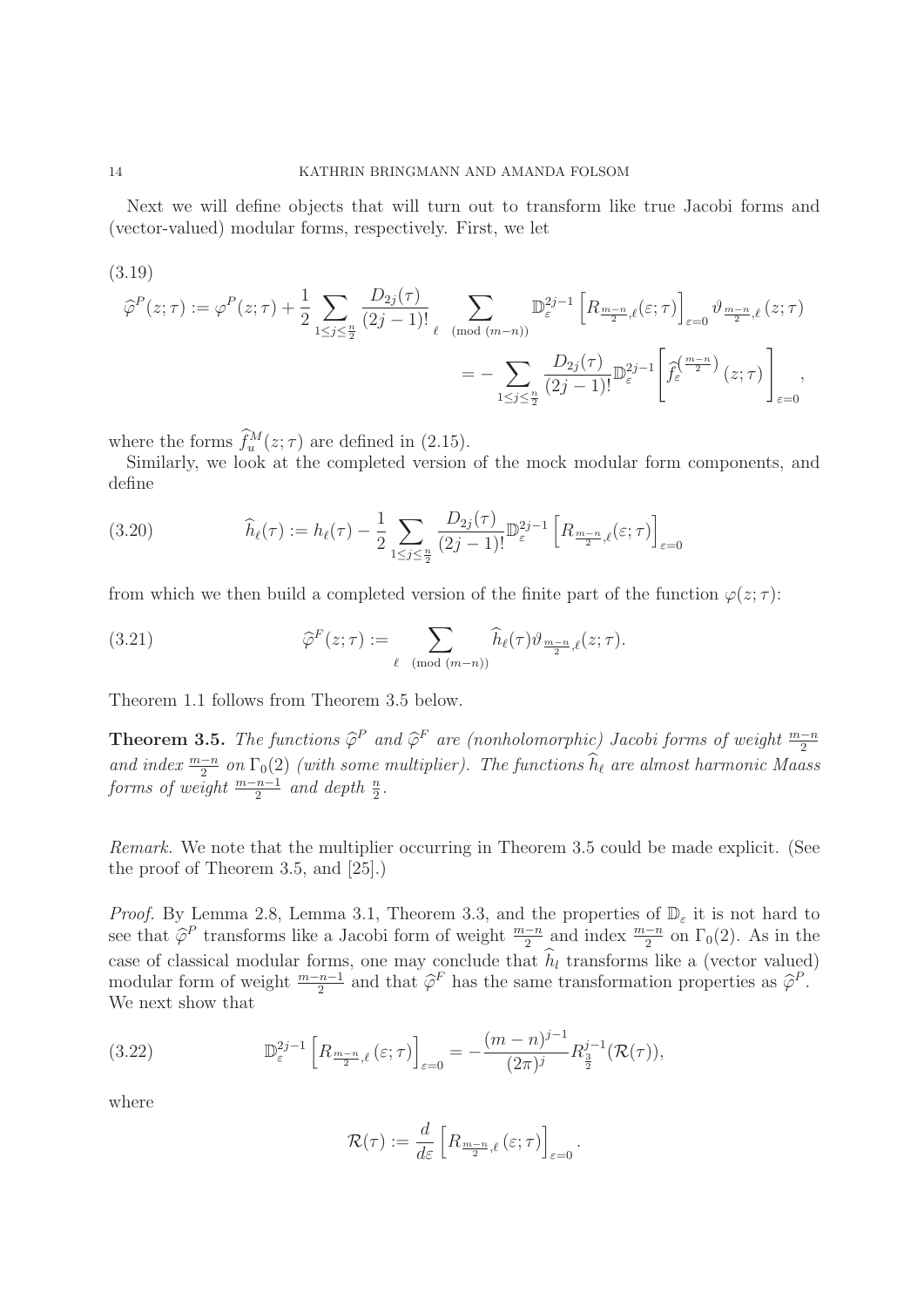Next we will define objects that will turn out to transform like true Jacobi forms and (vector-valued) modular forms, respectively. First, we let

(3.19)

$$\widehat{\varphi}^P(z;\tau) := \varphi^P(z;\tau) + \frac{1}{2}\sum_{1\le j\le \frac{n}{2}} \frac{D_{2j}(\tau)}{(2j-1)!} \sum_{\ell \pmod{(m-n)}} \mathbb{D}_{\varepsilon}^{2j-1}\left[R_{\frac{m-n}{2},\ell}(\varepsilon;\tau)\right]_{\varepsilon=0} \vartheta_{\frac{m-n}{2},\ell}(z;\tau)$$

$$= -\sum_{1\le j\le \frac{n}{2}} \frac{D_{2j}(\tau)}{(2j-1)!}\mathbb{D}_{\varepsilon}^{2j-1}\left[\widehat{f}_{\varepsilon}^{\left(\frac{m-n}{2}\right)}(z;\tau)\right]_{\varepsilon=0},$$

where the forms $\widehat{f}_u^M(z;\tau)$ are defined in (2.15).

Similarly, we look at the completed version of the mock modular form components, and define

$$\widehat{h}_\ell(\tau) := h_\ell(\tau) - \frac{1}{2}\sum_{1\le j\le \frac{n}{2}} \frac{D_{2j}(\tau)}{(2j-1)!}\mathbb{D}_{\varepsilon}^{2j-1}\left[R_{\frac{m-n}{2},\ell}(\varepsilon;\tau)\right]_{\varepsilon=0} \tag{3.20}$$

from which we then build a completed version of the finite part of the function $\varphi(z;\tau)$:

$$\widehat{\varphi}^F(z;\tau) := \sum_{\ell \pmod{(m-n)}} \widehat{h}_\ell(\tau)\vartheta_{\frac{m-n}{2},\ell}(z;\tau). \tag{3.21}$$

Theorem 1.1 follows from Theorem 3.5 below.

**Theorem 3.5.** *The functions $\widehat{\varphi}^P$ and $\widehat{\varphi}^F$ are (nonholomorphic) Jacobi forms of weight $\frac{m-n}{2}$ and index $\frac{m-n}{2}$ on $\Gamma_0(2)$ (with some multiplier). The functions $\widehat{h}_\ell$ are almost harmonic Maass forms of weight $\frac{m-n-1}{2}$ and depth $\frac{n}{2}$.*

*Remark.* We note that the multiplier occurring in Theorem 3.5 could be made explicit. (See the proof of Theorem 3.5, and [25].)

*Proof.* By Lemma 2.8, Lemma 3.1, Theorem 3.3, and the properties of $\mathbb{D}_\varepsilon$ it is not hard to see that $\widehat{\varphi}^P$ transforms like a Jacobi form of weight $\frac{m-n}{2}$ and index $\frac{m-n}{2}$ on $\Gamma_0(2)$. As in the case of classical modular forms, one may conclude that $\widehat{h}_l$ transforms like a (vector valued) modular form of weight $\frac{m-n-1}{2}$ and that $\widehat{\varphi}^F$ has the same transformation properties as $\widehat{\varphi}^P$. We next show that

$$\mathbb{D}_{\varepsilon}^{2j-1}\left[R_{\frac{m-n}{2},\ell}(\varepsilon;\tau)\right]_{\varepsilon=0} = -\frac{(m-n)^{j-1}}{(2\pi)^j}R_{\frac{3}{2}}^{j-1}(\mathcal{R}(\tau)), \tag{3.22}$$

where

$$\mathcal{R}(\tau) := \frac{d}{d\varepsilon}\left[R_{\frac{m-n}{2},\ell}(\varepsilon;\tau)\right]_{\varepsilon=0}.$$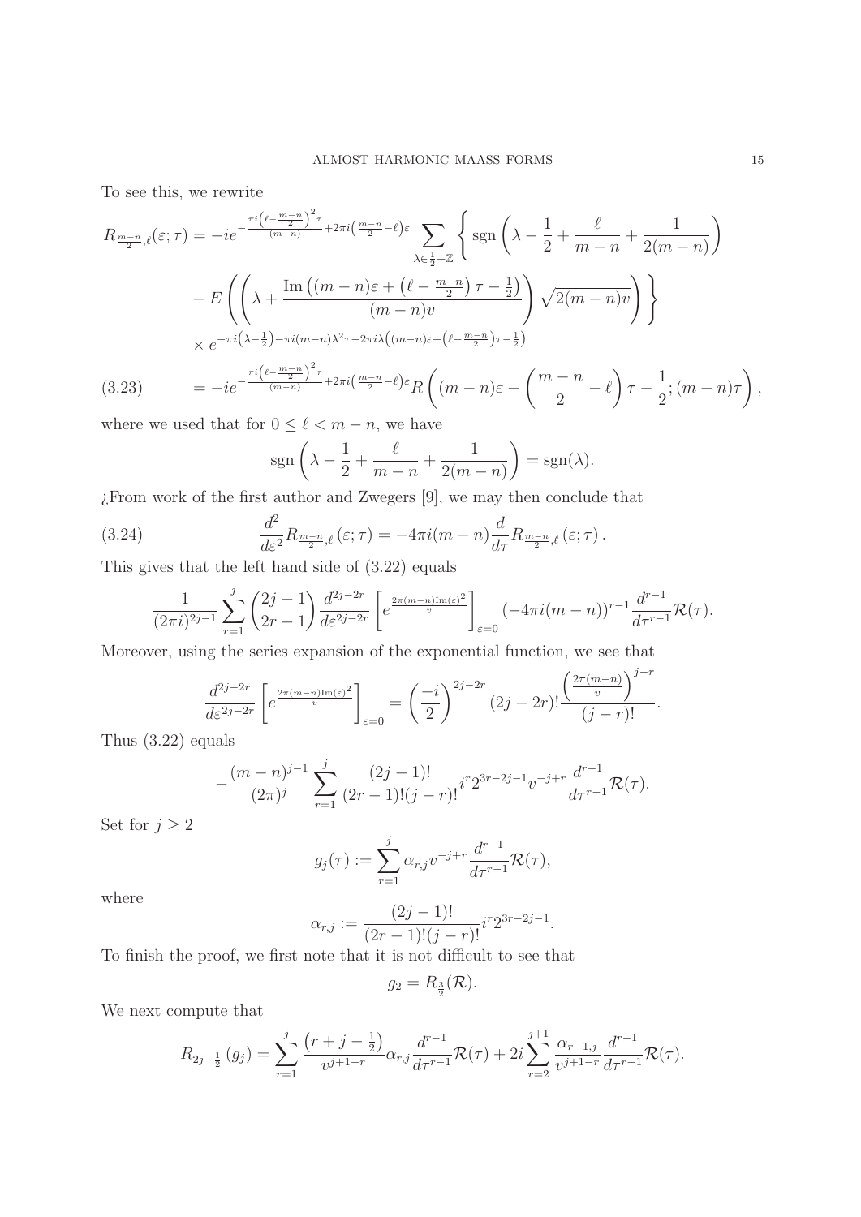To see this, we rewrite

$$
\begin{aligned}
R_{\frac{m-n}{2},\ell}(\varepsilon;\tau) = &-ie^{-\frac{\pi i\left(\ell-\frac{m-n}{2}\right)^2\tau}{(m-n)}+2\pi i\left(\frac{m-n}{2}-\ell\right)\varepsilon}\sum_{\lambda\in\frac{1}{2}+\mathbb{Z}}\Bigg\{\operatorname{sgn}\left(\lambda-\frac{1}{2}+\frac{\ell}{m-n}+\frac{1}{2(m-n)}\right)\\
&-E\left(\left(\lambda+\frac{\operatorname{Im}\left((m-n)\varepsilon+\left(\ell-\frac{m-n}{2}\right)\tau-\frac{1}{2}\right)}{(m-n)v}\right)\sqrt{2(m-n)v}\right)\Bigg\}\\
&\times e^{-\pi i\left(\lambda-\frac{1}{2}\right)-\pi i(m-n)\lambda^2\tau-2\pi i\lambda\left((m-n)\varepsilon+\left(\ell-\frac{m-n}{2}\right)\tau-\frac{1}{2}\right)}\\
= &-ie^{-\frac{\pi i\left(\ell-\frac{m-n}{2}\right)^2\tau}{(m-n)}+2\pi i\left(\frac{m-n}{2}-\ell\right)\varepsilon}R\left((m-n)\varepsilon-\left(\frac{m-n}{2}-\ell\right)\tau-\frac{1}{2};(m-n)\tau\right),
\end{aligned}
\tag{3.23}
$$

where we used that for $0\leq\ell<m-n$, we have

$$
\operatorname{sgn}\left(\lambda-\frac{1}{2}+\frac{\ell}{m-n}+\frac{1}{2(m-n)}\right)=\operatorname{sgn}(\lambda).
$$

¿From work of the first author and Zwegers [9], we may then conclude that

$$
\frac{d^2}{d\varepsilon^2}R_{\frac{m-n}{2},\ell}(\varepsilon;\tau)=-4\pi i(m-n)\frac{d}{d\tau}R_{\frac{m-n}{2},\ell}(\varepsilon;\tau). \tag{3.24}
$$

This gives that the left hand side of (3.22) equals

$$
\frac{1}{(2\pi i)^{2j-1}}\sum_{r=1}^{j}\binom{2j-1}{2r-1}\frac{d^{2j-2r}}{d\varepsilon^{2j-2r}}\left[e^{\frac{2\pi(m-n)\operatorname{Im}(\varepsilon)^2}{v}}\right]_{\varepsilon=0}(-4\pi i(m-n))^{r-1}\frac{d^{r-1}}{d\tau^{r-1}}\mathcal{R}(\tau).
$$

Moreover, using the series expansion of the exponential function, we see that

$$
\frac{d^{2j-2r}}{d\varepsilon^{2j-2r}}\left[e^{\frac{2\pi(m-n)\operatorname{Im}(\varepsilon)^2}{v}}\right]_{\varepsilon=0}=\left(\frac{-i}{2}\right)^{2j-2r}(2j-2r)!\frac{\left(\frac{2\pi(m-n)}{v}\right)^{j-r}}{(j-r)!}.
$$

Thus (3.22) equals

$$
-\frac{(m-n)^{j-1}}{(2\pi)^j}\sum_{r=1}^{j}\frac{(2j-1)!}{(2r-1)!(j-r)!}i^r2^{3r-2j-1}v^{-j+r}\frac{d^{r-1}}{d\tau^{r-1}}\mathcal{R}(\tau).
$$

Set for $j\geq 2$

$$
g_j(\tau):=\sum_{r=1}^{j}\alpha_{r,j}v^{-j+r}\frac{d^{r-1}}{d\tau^{r-1}}\mathcal{R}(\tau),
$$

where

$$
\alpha_{r,j}:=\frac{(2j-1)!}{(2r-1)!(j-r)!}i^r2^{3r-2j-1}.
$$

To finish the proof, we first note that it is not difficult to see that

$$
g_2=R_{\frac{3}{2}}(\mathcal{R}).
$$

We next compute that

$$
R_{2j-\frac{1}{2}}(g_j)=\sum_{r=1}^{j}\frac{\left(r+j-\frac{1}{2}\right)}{v^{j+1-r}}\alpha_{r,j}\frac{d^{r-1}}{d\tau^{r-1}}\mathcal{R}(\tau)+2i\sum_{r=2}^{j+1}\frac{\alpha_{r-1,j}}{v^{j+1-r}}\frac{d^{r-1}}{d\tau^{r-1}}\mathcal{R}(\tau).
$$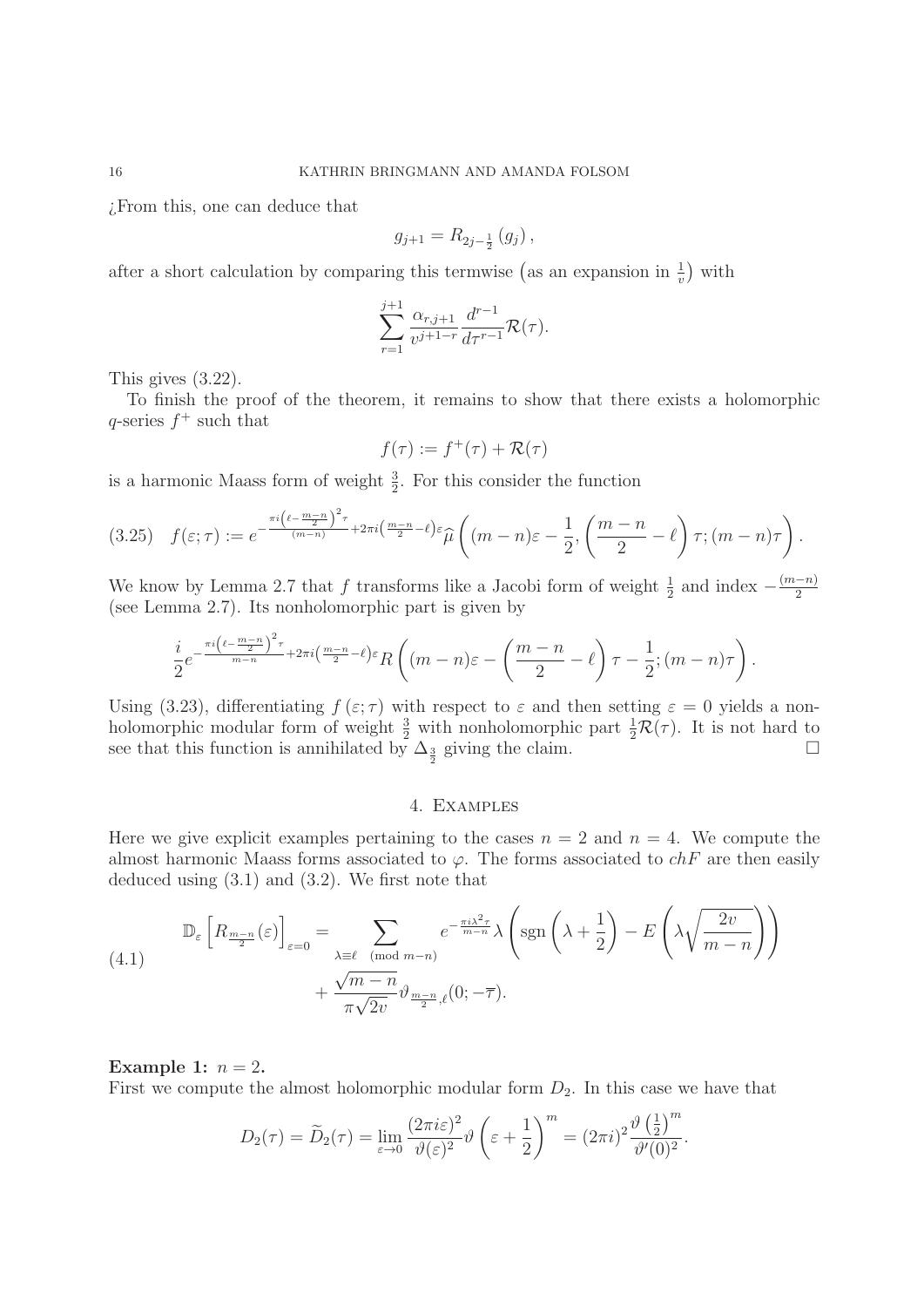¿From this, one can deduce that

$$g_{j+1} = R_{2j-\frac{1}{2}}(g_j),$$

after a short calculation by comparing this termwise $\left(\text{as an expansion in } \frac{1}{v}\right)$ with

$$\sum_{r=1}^{j+1} \frac{\alpha_{r,j+1}}{v^{j+1-r}} \frac{d^{r-1}}{d\tau^{r-1}} \mathcal{R}(\tau).$$

This gives (3.22).

To finish the proof of the theorem, it remains to show that there exists a holomorphic $q$-series $f^+$ such that

$$f(\tau) := f^+(\tau) + \mathcal{R}(\tau)$$

is a harmonic Maass form of weight $\frac{3}{2}$. For this consider the function

$$f(\varepsilon;\tau) := e^{-\frac{\pi i \left(\ell - \frac{m-n}{2}\right)^2 \tau}{(m-n)} + 2\pi i \left(\frac{m-n}{2} - \ell\right)\varepsilon} \widehat{\mu}\left((m-n)\varepsilon - \frac{1}{2}, \left(\frac{m-n}{2} - \ell\right)\tau; (m-n)\tau\right). \tag{3.25}$$

We know by Lemma 2.7 that $f$ transforms like a Jacobi form of weight $\frac{1}{2}$ and index $-\frac{(m-n)}{2}$ (see Lemma 2.7). Its nonholomorphic part is given by

$$\frac{i}{2} e^{-\frac{\pi i \left(\ell - \frac{m-n}{2}\right)^2 \tau}{m-n} + 2\pi i \left(\frac{m-n}{2} - \ell\right)\varepsilon} R\left((m-n)\varepsilon - \left(\frac{m-n}{2} - \ell\right)\tau - \frac{1}{2}; (m-n)\tau\right).$$

Using (3.23), differentiating $f(\varepsilon;\tau)$ with respect to $\varepsilon$ and then setting $\varepsilon = 0$ yields a nonholomorphic modular form of weight $\frac{3}{2}$ with nonholomorphic part $\frac{1}{2}\mathcal{R}(\tau)$. It is not hard to see that this function is annihilated by $\Delta_{\frac{3}{2}}$ giving the claim. $\square$

## 4. Examples

Here we give explicit examples pertaining to the cases $n = 2$ and $n = 4$. We compute the almost harmonic Maass forms associated to $\varphi$. The forms associated to $chF$ are then easily deduced using (3.1) and (3.2). We first note that

$$\begin{aligned} \mathbb{D}_\varepsilon \left[ R_{\frac{m-n}{2}}(\varepsilon) \right]_{\varepsilon=0} = & \sum_{\lambda \equiv \ell \pmod{m-n}} e^{-\frac{\pi i \lambda^2 \tau}{m-n}} \lambda \left( \operatorname{sgn}\left(\lambda + \frac{1}{2}\right) - E\left(\lambda \sqrt{\frac{2v}{m-n}}\right) \right) \\ & + \frac{\sqrt{m-n}}{\pi\sqrt{2v}} \vartheta_{\frac{m-n}{2},\ell}(0; -\overline{\tau}). \end{aligned} \tag{4.1}$$

**Example 1:** $n = 2$.

First we compute the almost holomorphic modular form $D_2$. In this case we have that

$$D_2(\tau) = \widetilde{D}_2(\tau) = \lim_{\varepsilon \to 0} \frac{(2\pi i \varepsilon)^2}{\vartheta(\varepsilon)^2} \vartheta\left(\varepsilon + \frac{1}{2}\right)^m = (2\pi i)^2 \frac{\vartheta\left(\frac{1}{2}\right)^m}{\vartheta'(0)^2}.$$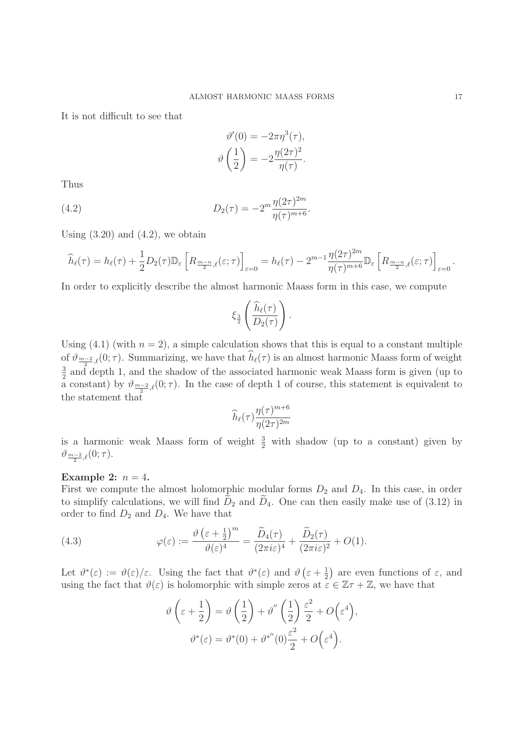It is not difficult to see that

$$\vartheta'(0) = -2\pi\eta^3(\tau),$$
$$\vartheta\left(\frac{1}{2}\right) = -2\frac{\eta(2\tau)^2}{\eta(\tau)}.$$

Thus

$$D_2(\tau) = -2^m \frac{\eta(2\tau)^{2m}}{\eta(\tau)^{m+6}}. \tag{4.2}$$

Using (3.20) and (4.2), we obtain

$$\widehat{h}_\ell(\tau) = h_\ell(\tau) + \frac{1}{2}D_2(\tau)\mathbb{D}_\varepsilon\left[R_{\frac{m-n}{2},\ell}(\varepsilon;\tau)\right]_{\varepsilon=0} = h_\ell(\tau) - 2^{m-1}\frac{\eta(2\tau)^{2m}}{\eta(\tau)^{m+6}}\mathbb{D}_\varepsilon\left[R_{\frac{m-n}{2},\ell}(\varepsilon;\tau)\right]_{\varepsilon=0}.$$

In order to explicitly describe the almost harmonic Maass form in this case, we compute

$$\xi_{\frac{3}{2}}\left(\frac{\widehat{h}_\ell(\tau)}{D_2(\tau)}\right).$$

Using (4.1) (with $n = 2$), a simple calculation shows that this is equal to a constant multiple of $\vartheta_{\frac{m-2}{2},\ell}(0;\tau)$. Summarizing, we have that $\widehat{h}_\ell(\tau)$ is an almost harmonic Maass form of weight $\frac{3}{2}$ and depth 1, and the shadow of the associated harmonic weak Maass form is given (up to a constant) by $\vartheta_{\frac{m-2}{2},\ell}(0;\tau)$. In the case of depth 1 of course, this statement is equivalent to the statement that

$$\widehat{h}_\ell(\tau)\frac{\eta(\tau)^{m+6}}{\eta(2\tau)^{2m}}$$

is a harmonic weak Maass form of weight $\frac{3}{2}$ with shadow (up to a constant) given by $\vartheta_{\frac{m-2}{2},\ell}(0;\tau)$.

**Example 2:** $n = 4$.

First we compute the almost holomorphic modular forms $D_2$ and $D_4$. In this case, in order to simplify calculations, we will find $\widetilde{D}_2$ and $\widetilde{D}_4$. One can then easily make use of (3.12) in order to find $D_2$ and $D_4$. We have that

$$\varphi(\varepsilon) := \frac{\vartheta\left(\varepsilon + \frac{1}{2}\right)^m}{\vartheta(\varepsilon)^4} = \frac{\widetilde{D}_4(\tau)}{(2\pi i\varepsilon)^4} + \frac{\widetilde{D}_2(\tau)}{(2\pi i\varepsilon)^2} + O(1). \tag{4.3}$$

Let $\vartheta^*(\varepsilon) := \vartheta(\varepsilon)/\varepsilon$. Using the fact that $\vartheta^*(\varepsilon)$ and $\vartheta\left(\varepsilon + \frac{1}{2}\right)$ are even functions of $\varepsilon$, and using the fact that $\vartheta(\varepsilon)$ is holomorphic with simple zeros at $\varepsilon \in \mathbb{Z}\tau + \mathbb{Z}$, we have that

$$\vartheta\left(\varepsilon + \frac{1}{2}\right) = \vartheta\left(\frac{1}{2}\right) + \vartheta''\left(\frac{1}{2}\right)\frac{\varepsilon^2}{2} + O\Big(\varepsilon^4\Big),$$
$$\vartheta^*(\varepsilon) = \vartheta^*(0) + \vartheta^{*''}(0)\frac{\varepsilon^2}{2} + O\Big(\varepsilon^4\Big).$$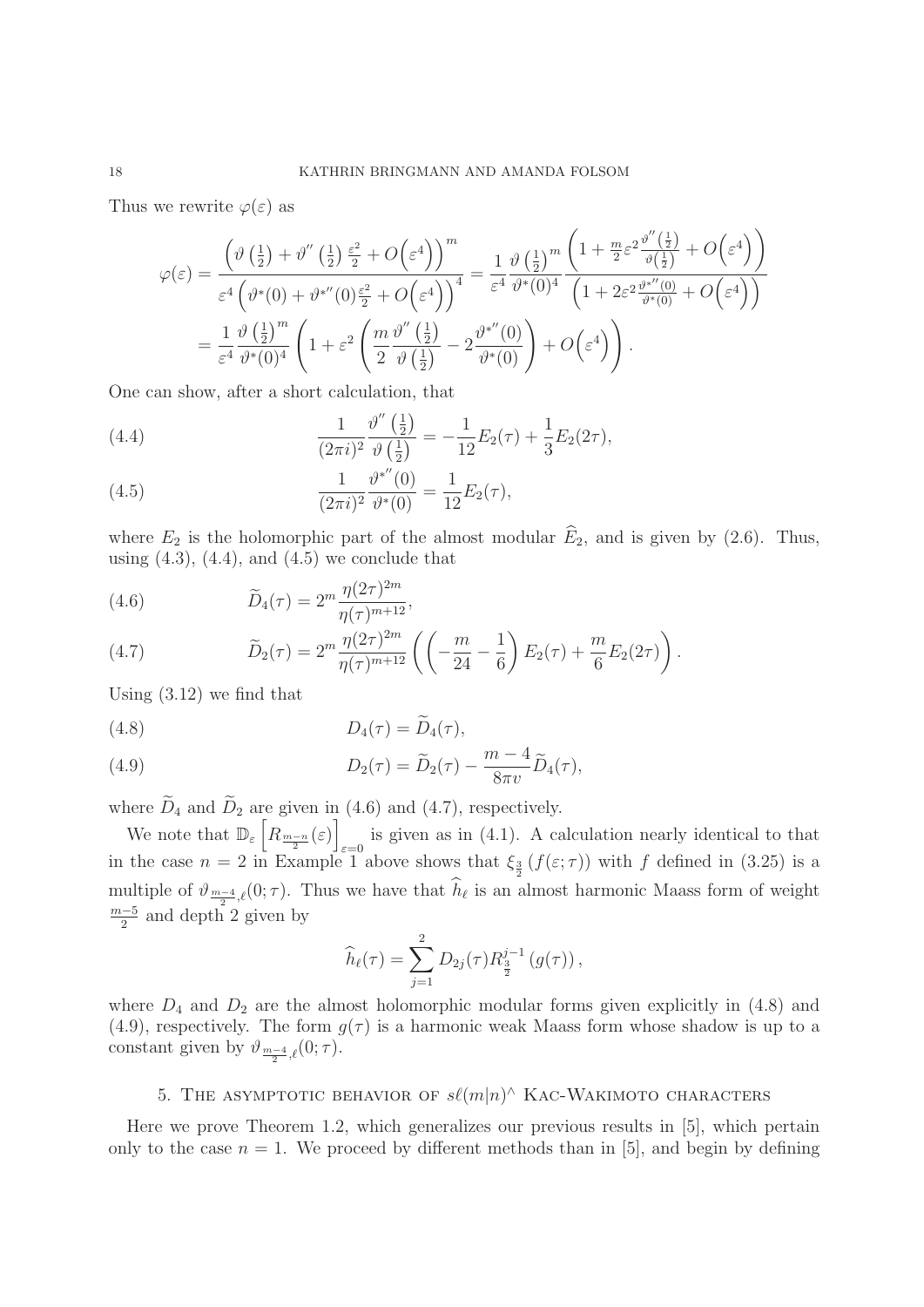Thus we rewrite $\varphi(\varepsilon)$ as

$$\varphi(\varepsilon) = \frac{\left(\vartheta\left(\frac{1}{2}\right) + \vartheta''\left(\frac{1}{2}\right)\frac{\varepsilon^2}{2} + O\left(\varepsilon^4\right)\right)^m}{\varepsilon^4\left(\vartheta^*(0) + \vartheta^{*\prime\prime}(0)\frac{\varepsilon^2}{2} + O\left(\varepsilon^4\right)\right)^4} = \frac{1}{\varepsilon^4}\frac{\vartheta\left(\frac{1}{2}\right)^m}{\vartheta^*(0)^4}\frac{\left(1 + \frac{m}{2}\varepsilon^2\frac{\vartheta''\left(\frac{1}{2}\right)}{\vartheta\left(\frac{1}{2}\right)} + O\left(\varepsilon^4\right)\right)}{\left(1 + 2\varepsilon^2\frac{\vartheta^{*\prime\prime}(0)}{\vartheta^*(0)} + O\left(\varepsilon^4\right)\right)}$$
$$= \frac{1}{\varepsilon^4}\frac{\vartheta\left(\frac{1}{2}\right)^m}{\vartheta^*(0)^4}\left(1 + \varepsilon^2\left(\frac{m}{2}\frac{\vartheta''\left(\frac{1}{2}\right)}{\vartheta\left(\frac{1}{2}\right)} - 2\frac{\vartheta^{*\prime\prime}(0)}{\vartheta^*(0)}\right) + O\left(\varepsilon^4\right)\right).$$

One can show, after a short calculation, that

$$\frac{1}{(2\pi i)^2}\frac{\vartheta''\left(\frac{1}{2}\right)}{\vartheta\left(\frac{1}{2}\right)} = -\frac{1}{12}E_2(\tau) + \frac{1}{3}E_2(2\tau), \tag{4.4}$$

$$\frac{1}{(2\pi i)^2}\frac{\vartheta^{*\prime\prime}(0)}{\vartheta^*(0)} = \frac{1}{12}E_2(\tau), \tag{4.5}$$

where $E_2$ is the holomorphic part of the almost modular $\widehat{E}_2$, and is given by (2.6). Thus, using (4.3), (4.4), and (4.5) we conclude that

$$\widetilde{D}_4(\tau) = 2^m\frac{\eta(2\tau)^{2m}}{\eta(\tau)^{m+12}}, \tag{4.6}$$

$$\widetilde{D}_2(\tau) = 2^m\frac{\eta(2\tau)^{2m}}{\eta(\tau)^{m+12}}\left(\left(-\frac{m}{24} - \frac{1}{6}\right)E_2(\tau) + \frac{m}{6}E_2(2\tau)\right). \tag{4.7}$$

Using (3.12) we find that

$$D_4(\tau) = \widetilde{D}_4(\tau), \tag{4.8}$$

$$D_2(\tau) = \widetilde{D}_2(\tau) - \frac{m-4}{8\pi v}\widetilde{D}_4(\tau), \tag{4.9}$$

where $\widetilde{D}_4$ and $\widetilde{D}_2$ are given in (4.6) and (4.7), respectively.

We note that $\mathbb{D}_\varepsilon\left[R_{\frac{m-n}{2}}(\varepsilon)\right]_{\varepsilon=0}$ is given as in (4.1). A calculation nearly identical to that in the case $n = 2$ in Example 1 above shows that $\xi_{\frac{3}{2}}\left(f(\varepsilon;\tau)\right)$ with $f$ defined in (3.25) is a multiple of $\vartheta_{\frac{m-4}{2},\ell}(0;\tau)$. Thus we have that $\widehat{h}_\ell$ is an almost harmonic Maass form of weight $\frac{m-5}{2}$ and depth 2 given by

$$\widehat{h}_\ell(\tau) = \sum_{j=1}^{2} D_{2j}(\tau)R_{\frac{3}{2}}^{j-1}\left(g(\tau)\right),$$

where $D_4$ and $D_2$ are the almost holomorphic modular forms given explicitly in (4.8) and (4.9), respectively. The form $g(\tau)$ is a harmonic weak Maass form whose shadow is up to a constant given by $\vartheta_{\frac{m-4}{2},\ell}(0;\tau)$.

## 5. The asymptotic behavior of $s\ell(m|n)^\wedge$ Kac-Wakimoto characters

Here we prove Theorem 1.2, which generalizes our previous results in [5], which pertain only to the case $n = 1$. We proceed by different methods than in [5], and begin by defining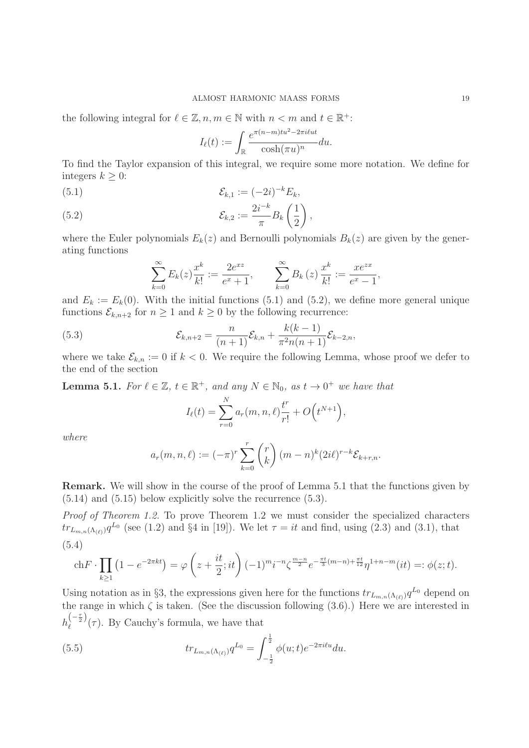the following integral for $\ell \in \mathbb{Z}, n, m \in \mathbb{N}$ with $n < m$ and $t \in \mathbb{R}^+$:

$$I_\ell(t) := \int_{\mathbb{R}} \frac{e^{\pi(n-m)tu^2 - 2\pi i \ell ut}}{\cosh(\pi u)^n} du.$$

To find the Taylor expansion of this integral, we require some more notation. We define for integers $k \geq 0$:

$$\mathcal{E}_{k,1} := (-2i)^{-k} E_k, \tag{5.1}$$

$$\mathcal{E}_{k,2} := \frac{2i^{-k}}{\pi} B_k\left(\frac{1}{2}\right), \tag{5.2}$$

where the Euler polynomials $E_k(z)$ and Bernoulli polynomials $B_k(z)$ are given by the generating functions

$$\sum_{k=0}^{\infty} E_k(z) \frac{x^k}{k!} := \frac{2e^{xz}}{e^x + 1}, \qquad \sum_{k=0}^{\infty} B_k(z) \frac{x^k}{k!} := \frac{xe^{zx}}{e^x - 1},$$

and $E_k := E_k(0)$. With the initial functions (5.1) and (5.2), we define more general unique functions $\mathcal{E}_{k,n+2}$ for $n \geq 1$ and $k \geq 0$ by the following recurrence:

$$\mathcal{E}_{k,n+2} = \frac{n}{(n+1)} \mathcal{E}_{k,n} + \frac{k(k-1)}{\pi^2 n(n+1)} \mathcal{E}_{k-2,n}, \tag{5.3}$$

where we take $\mathcal{E}_{k,n} := 0$ if $k < 0$. We require the following Lemma, whose proof we defer to the end of the section

**Lemma 5.1.** *For $\ell \in \mathbb{Z}$, $t \in \mathbb{R}^+$, and any $N \in \mathbb{N}_0$, as $t \to 0^+$ we have that*

$$I_\ell(t) = \sum_{r=0}^{N} a_r(m,n,\ell) \frac{t^r}{r!} + O\Big(t^{N+1}\Big),$$

*where*

$$a_r(m,n,\ell) := (-\pi)^r \sum_{k=0}^{r} \binom{r}{k} (m-n)^k (2i\ell)^{r-k} \mathcal{E}_{k+r,n}.$$

**Remark.** We will show in the course of the proof of Lemma 5.1 that the functions given by (5.14) and (5.15) below explicitly solve the recurrence (5.3).

*Proof of Theorem 1.2.* To prove Theorem 1.2 we must consider the specialized characters $tr_{L_{m,n}(\Lambda_{(\ell)})} q^{L_0}$ (see (1.2) and §4 in [19]). We let $\tau = it$ and find, using (2.3) and (3.1), that

$$\mathrm{ch}F \cdot \prod_{k \geq 1} \left(1 - e^{-2\pi kt}\right) = \varphi\left(z + \frac{it}{2}; it\right) (-1)^m i^{-n} \zeta^{\frac{m-n}{2}} e^{-\frac{\pi t}{3}(m-n) + \frac{\pi t}{12}} \eta^{1+n-m}(it) =: \phi(z;t). \tag{5.4}$$

Using notation as in §3, the expressions given here for the functions $tr_{L_{m,n}(\Lambda_{(\ell)})} q^{L_0}$ depend on the range in which $\zeta$ is taken. (See the discussion following (3.6).) Here we are interested in $h_\ell^{\left(-\frac{\tau}{2}\right)}(\tau)$. By Cauchy's formula, we have that

$$tr_{L_{m,n}(\Lambda_{(\ell)})} q^{L_0} = \int_{-\frac{1}{2}}^{\frac{1}{2}} \phi(u;t) e^{-2\pi i \ell u} du. \tag{5.5}$$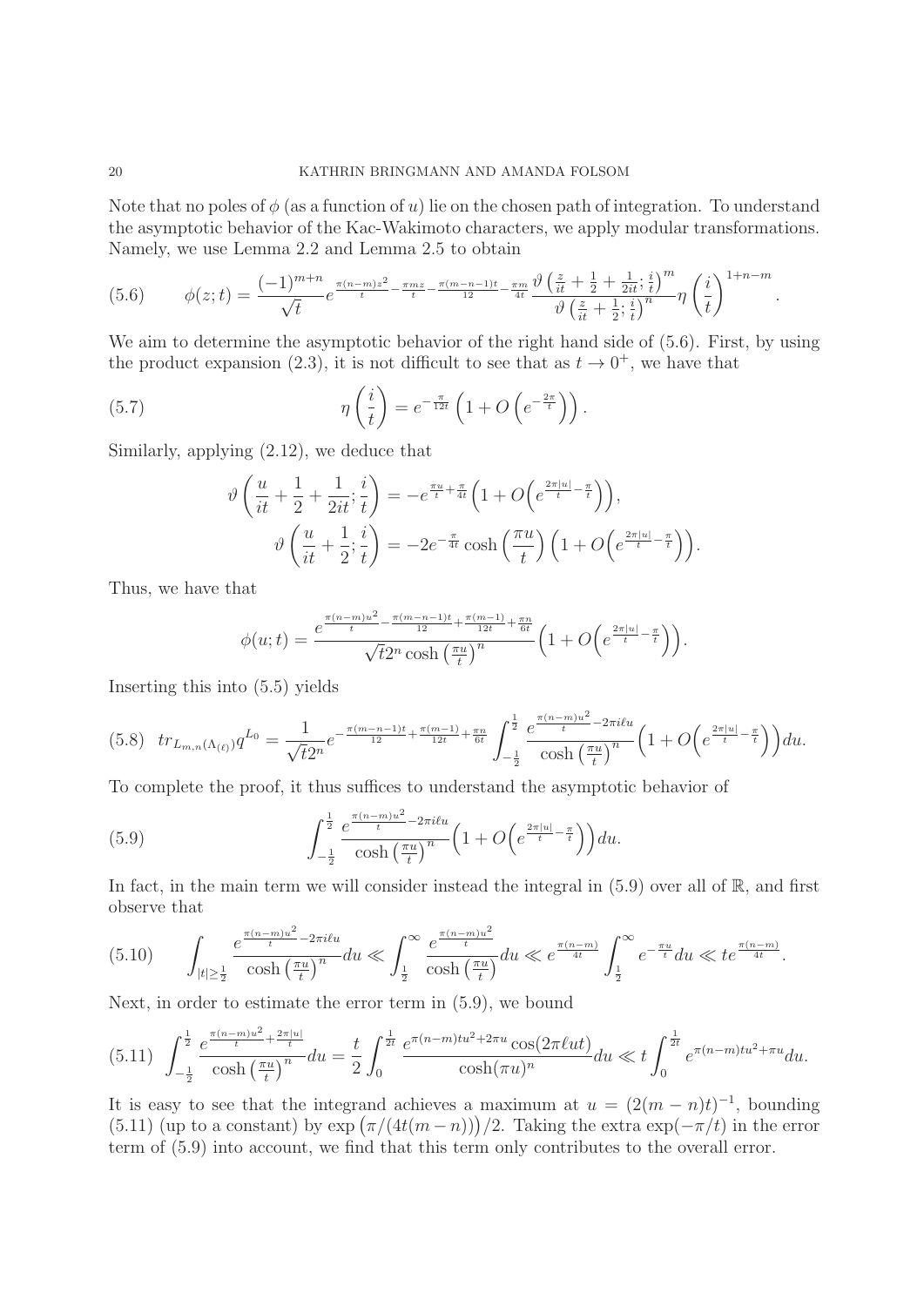Note that no poles of $\phi$ (as a function of $u$) lie on the chosen path of integration. To understand the asymptotic behavior of the Kac-Wakimoto characters, we apply modular transformations. Namely, we use Lemma 2.2 and Lemma 2.5 to obtain

$$\phi(z;t) = \frac{(-1)^{m+n}}{\sqrt{t}} e^{\frac{\pi(n-m)z^2}{t} - \frac{\pi m z}{t} - \frac{\pi(m-n-1)t}{12} - \frac{\pi m}{4t}} \frac{\vartheta\left(\frac{z}{it} + \frac{1}{2} + \frac{1}{2it}; \frac{i}{t}\right)^m}{\vartheta\left(\frac{z}{it} + \frac{1}{2}; \frac{i}{t}\right)^n} \eta\left(\frac{i}{t}\right)^{1+n-m}. \tag{5.6}$$

We aim to determine the asymptotic behavior of the right hand side of (5.6). First, by using the product expansion (2.3), it is not difficult to see that as $t \to 0^+$, we have that

$$\eta\left(\frac{i}{t}\right) = e^{-\frac{\pi}{12t}}\left(1 + O\left(e^{-\frac{2\pi}{t}}\right)\right). \tag{5.7}$$

Similarly, applying (2.12), we deduce that

$$\vartheta\left(\frac{u}{it} + \frac{1}{2} + \frac{1}{2it}; \frac{i}{t}\right) = -e^{\frac{\pi u}{t} + \frac{\pi}{4t}}\left(1 + O\left(e^{\frac{2\pi|u|}{t} - \frac{\pi}{t}}\right)\right),$$

$$\vartheta\left(\frac{u}{it} + \frac{1}{2}; \frac{i}{t}\right) = -2e^{-\frac{\pi}{4t}} \cosh\left(\frac{\pi u}{t}\right)\left(1 + O\left(e^{\frac{2\pi|u|}{t} - \frac{\pi}{t}}\right)\right).$$

Thus, we have that

$$\phi(u;t) = \frac{e^{\frac{\pi(n-m)u^2}{t} - \frac{\pi(m-n-1)t}{12} + \frac{\pi(m-1)}{12t} + \frac{\pi n}{6t}}}{\sqrt{t}2^n \cosh\left(\frac{\pi u}{t}\right)^n}\left(1 + O\left(e^{\frac{2\pi|u|}{t} - \frac{\pi}{t}}\right)\right).$$

Inserting this into (5.5) yields

$$tr_{L_{m,n}(\Lambda_{(\ell)})} q^{L_0} = \frac{1}{\sqrt{t}2^n} e^{-\frac{\pi(m-n-1)t}{12} + \frac{\pi(m-1)}{12t} + \frac{\pi n}{6t}} \int_{-\frac{1}{2}}^{\frac{1}{2}} \frac{e^{\frac{\pi(n-m)u^2}{t} - 2\pi i \ell u}}{\cosh\left(\frac{\pi u}{t}\right)^n}\left(1 + O\left(e^{\frac{2\pi|u|}{t} - \frac{\pi}{t}}\right)\right) du. \tag{5.8}$$

To complete the proof, it thus suffices to understand the asymptotic behavior of

$$\int_{-\frac{1}{2}}^{\frac{1}{2}} \frac{e^{\frac{\pi(n-m)u^2}{t} - 2\pi i \ell u}}{\cosh\left(\frac{\pi u}{t}\right)^n}\left(1 + O\left(e^{\frac{2\pi|u|}{t} - \frac{\pi}{t}}\right)\right) du. \tag{5.9}$$

In fact, in the main term we will consider instead the integral in (5.9) over all of $\mathbb{R}$, and first observe that

$$\int_{|t| \geq \frac{1}{2}} \frac{e^{\frac{\pi(n-m)u^2}{t} - 2\pi i \ell u}}{\cosh\left(\frac{\pi u}{t}\right)^n} du \ll \int_{\frac{1}{2}}^{\infty} \frac{e^{\frac{\pi(n-m)u^2}{t}}}{\cosh\left(\frac{\pi u}{t}\right)} du \ll e^{\frac{\pi(n-m)}{4t}} \int_{\frac{1}{2}}^{\infty} e^{-\frac{\pi u}{t}} du \ll t e^{\frac{\pi(n-m)}{4t}}. \tag{5.10}$$

Next, in order to estimate the error term in (5.9), we bound

$$\int_{-\frac{1}{2}}^{\frac{1}{2}} \frac{e^{\frac{\pi(n-m)u^2}{t} + \frac{2\pi|u|}{t}}}{\cosh\left(\frac{\pi u}{t}\right)^n} du = \frac{t}{2} \int_0^{\frac{1}{2t}} \frac{e^{\pi(n-m)tu^2 + 2\pi u} \cos(2\pi \ell u t)}{\cosh(\pi u)^n} du \ll t \int_0^{\frac{1}{2t}} e^{\pi(n-m)tu^2 + \pi u} du. \tag{5.11}$$

It is easy to see that the integrand achieves a maximum at $u = (2(m-n)t)^{-1}$, bounding (5.11) (up to a constant) by $\exp\left(\pi/(4t(m-n))\right)/2$. Taking the extra $\exp(-\pi/t)$ in the error term of (5.9) into account, we find that this term only contributes to the overall error.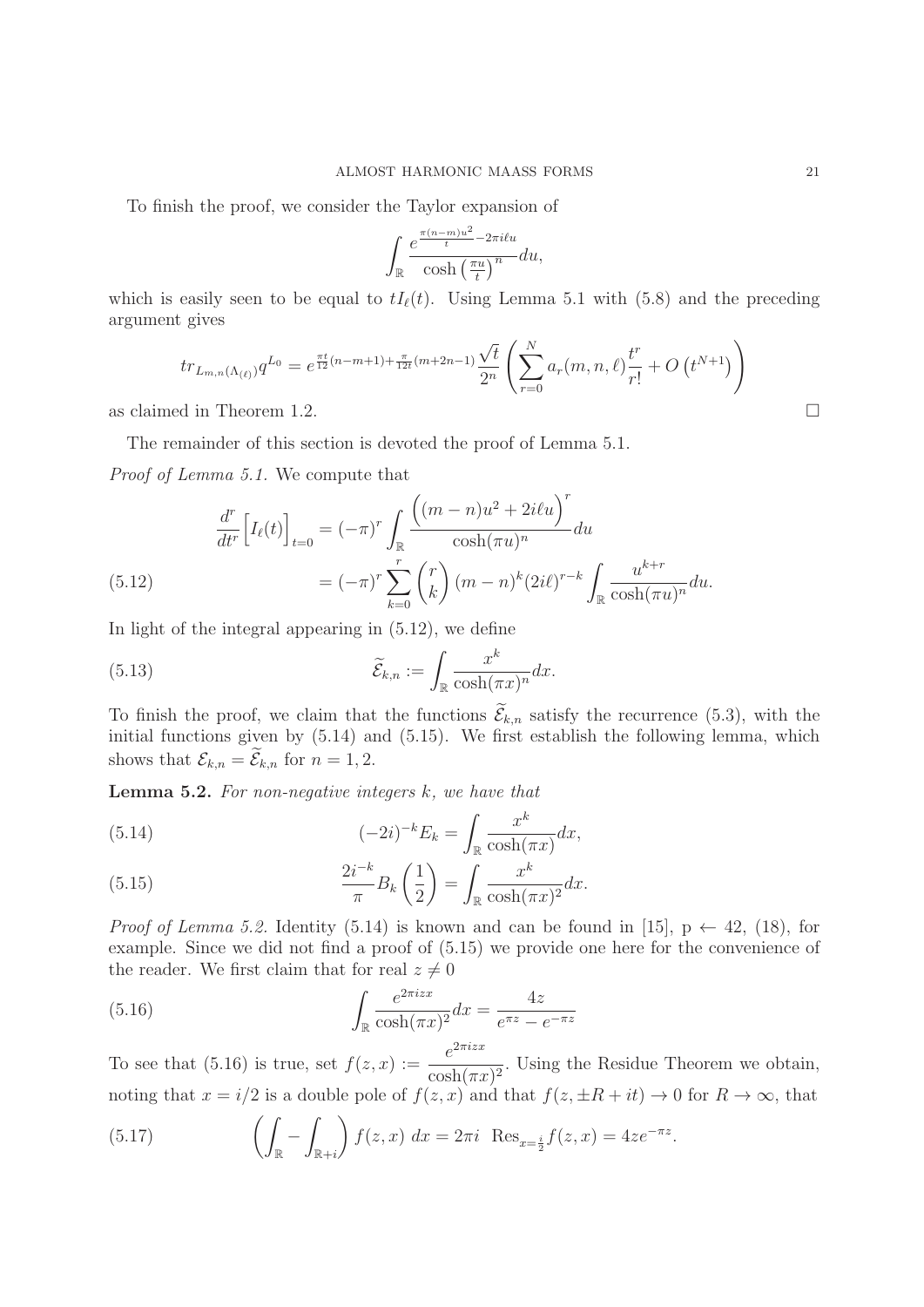To finish the proof, we consider the Taylor expansion of

$$\int_{\mathbb{R}} \frac{e^{\frac{\pi(n-m)u^2}{t}-2\pi i\ell u}}{\cosh\left(\frac{\pi u}{t}\right)^n}du,$$

which is easily seen to be equal to $tI_\ell(t)$. Using Lemma 5.1 with (5.8) and the preceding argument gives

$$tr_{L_{m,n}(\Lambda_{(\ell)})}q^{L_0} = e^{\frac{\pi t}{12}(n-m+1)+\frac{\pi}{12t}(m+2n-1)}\frac{\sqrt{t}}{2^n}\left(\sum_{r=0}^{N} a_r(m,n,\ell)\frac{t^r}{r!} + O\left(t^{N+1}\right)\right)$$

as claimed in Theorem 1.2. $\square$

The remainder of this section is devoted the proof of Lemma 5.1.

*Proof of Lemma 5.1.* We compute that

$$\begin{aligned}
\frac{d^r}{dt^r}\Big[I_\ell(t)\Big]_{t=0} &= (-\pi)^r \int_{\mathbb{R}} \frac{\Big((m-n)u^2+2i\ell u\Big)^r}{\cosh(\pi u)^n}du \\
&= (-\pi)^r \sum_{k=0}^{r}\binom{r}{k}(m-n)^k(2i\ell)^{r-k}\int_{\mathbb{R}}\frac{u^{k+r}}{\cosh(\pi u)^n}du. \qquad (5.12)
\end{aligned}$$

In light of the integral appearing in (5.12), we define

$$\widetilde{\mathcal{E}}_{k,n} := \int_{\mathbb{R}} \frac{x^k}{\cosh(\pi x)^n}dx. \qquad (5.13)$$

To finish the proof, we claim that the functions $\widetilde{\mathcal{E}}_{k,n}$ satisfy the recurrence (5.3), with the initial functions given by (5.14) and (5.15). We first establish the following lemma, which shows that $\mathcal{E}_{k,n} = \widetilde{\mathcal{E}}_{k,n}$ for $n=1,2$.

**Lemma 5.2.** *For non-negative integers $k$, we have that*

$$(-2i)^{-k}E_k = \int_{\mathbb{R}} \frac{x^k}{\cosh(\pi x)}dx, \qquad (5.14)$$

$$\frac{2i^{-k}}{\pi}B_k\left(\frac{1}{2}\right) = \int_{\mathbb{R}} \frac{x^k}{\cosh(\pi x)^2}dx. \qquad (5.15)$$

*Proof of Lemma 5.2.* Identity (5.14) is known and can be found in [15], p ← 42, (18), for example. Since we did not find a proof of (5.15) we provide one here for the convenience of the reader. We first claim that for real $z \neq 0$

$$\int_{\mathbb{R}} \frac{e^{2\pi izx}}{\cosh(\pi x)^2}dx = \frac{4z}{e^{\pi z}-e^{-\pi z}} \qquad (5.16)$$

To see that (5.16) is true, set $f(z,x) := \dfrac{e^{2\pi izx}}{\cosh(\pi x)^2}$. Using the Residue Theorem we obtain, noting that $x = i/2$ is a double pole of $f(z,x)$ and that $f(z,\pm R+it)\to 0$ for $R\to\infty$, that

$$\left(\int_{\mathbb{R}} - \int_{\mathbb{R}+i}\right) f(z,x)\ dx = 2\pi i\ \ \mathrm{Res}_{x=\frac{i}{2}} f(z,x) = 4ze^{-\pi z}. \qquad (5.17)$$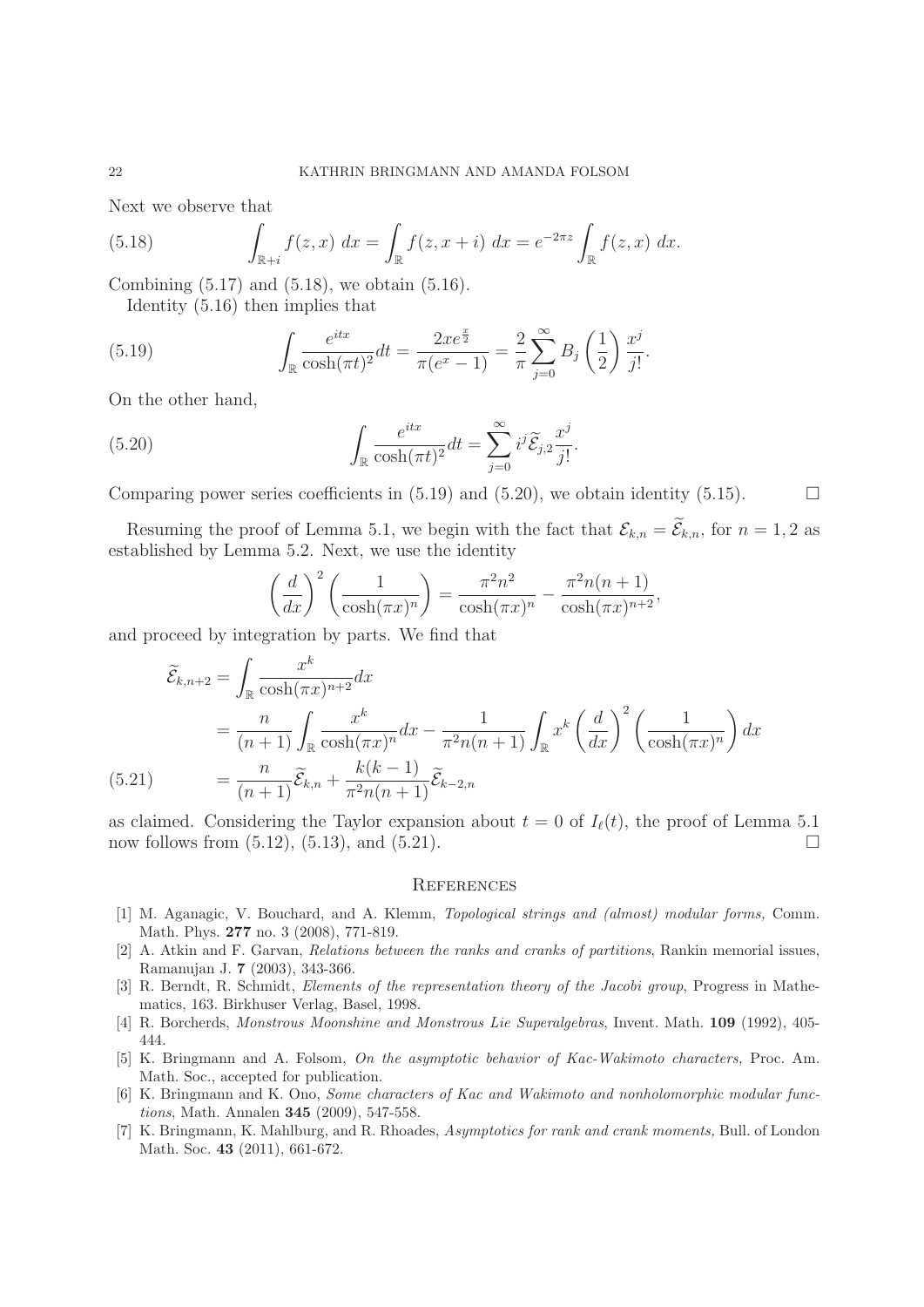Next we observe that

$$\int_{\mathbb{R}+i} f(z,x)\ dx = \int_{\mathbb{R}} f(z,x+i)\ dx = e^{-2\pi z}\int_{\mathbb{R}} f(z,x)\ dx. \tag{5.18}$$

Combining (5.17) and (5.18), we obtain (5.16).

Identity (5.16) then implies that

$$\int_{\mathbb{R}} \frac{e^{itx}}{\cosh(\pi t)^2}dt = \frac{2xe^{\frac{x}{2}}}{\pi(e^x-1)} = \frac{2}{\pi}\sum_{j=0}^{\infty} B_j\left(\frac{1}{2}\right)\frac{x^j}{j!}. \tag{5.19}$$

On the other hand,

$$\int_{\mathbb{R}} \frac{e^{itx}}{\cosh(\pi t)^2}dt = \sum_{j=0}^{\infty} i^j \widetilde{\mathcal{E}}_{j,2}\frac{x^j}{j!}. \tag{5.20}$$

Comparing power series coefficients in (5.19) and (5.20), we obtain identity (5.15). $\square$

Resuming the proof of Lemma 5.1, we begin with the fact that $\mathcal{E}_{k,n} = \widetilde{\mathcal{E}}_{k,n}$, for $n = 1, 2$ as established by Lemma 5.2. Next, we use the identity

$$\left(\frac{d}{dx}\right)^2\left(\frac{1}{\cosh(\pi x)^n}\right) = \frac{\pi^2 n^2}{\cosh(\pi x)^n} - \frac{\pi^2 n(n+1)}{\cosh(\pi x)^{n+2}},$$

and proceed by integration by parts. We find that

$$\begin{aligned}
\widetilde{\mathcal{E}}_{k,n+2} &= \int_{\mathbb{R}} \frac{x^k}{\cosh(\pi x)^{n+2}}dx \\
&= \frac{n}{(n+1)}\int_{\mathbb{R}} \frac{x^k}{\cosh(\pi x)^n}dx - \frac{1}{\pi^2 n(n+1)}\int_{\mathbb{R}} x^k\left(\frac{d}{dx}\right)^2\left(\frac{1}{\cosh(\pi x)^n}\right)dx \\
&= \frac{n}{(n+1)}\widetilde{\mathcal{E}}_{k,n} + \frac{k(k-1)}{\pi^2 n(n+1)}\widetilde{\mathcal{E}}_{k-2,n}
\end{aligned} \tag{5.21}$$

as claimed. Considering the Taylor expansion about $t = 0$ of $I_\ell(t)$, the proof of Lemma 5.1 now follows from (5.12), (5.13), and (5.21). $\square$

## References

[1] M. Aganagic, V. Bouchard, and A. Klemm, *Topological strings and (almost) modular forms,* Comm. Math. Phys. **277** no. 3 (2008), 771-819.

[2] A. Atkin and F. Garvan, *Relations between the ranks and cranks of partitions*, Rankin memorial issues, Ramanujan J. **7** (2003), 343-366.

[3] R. Berndt, R. Schmidt, *Elements of the representation theory of the Jacobi group*, Progress in Mathematics, 163. Birkhuser Verlag, Basel, 1998.

[4] R. Borcherds, *Monstrous Moonshine and Monstrous Lie Superalgebras*, Invent. Math. **109** (1992), 405-444.

[5] K. Bringmann and A. Folsom, *On the asymptotic behavior of Kac-Wakimoto characters,* Proc. Am. Math. Soc., accepted for publication.

[6] K. Bringmann and K. Ono, *Some characters of Kac and Wakimoto and nonholomorphic modular functions*, Math. Annalen **345** (2009), 547-558.

[7] K. Bringmann, K. Mahlburg, and R. Rhoades, *Asymptotics for rank and crank moments,* Bull. of London Math. Soc. **43** (2011), 661-672.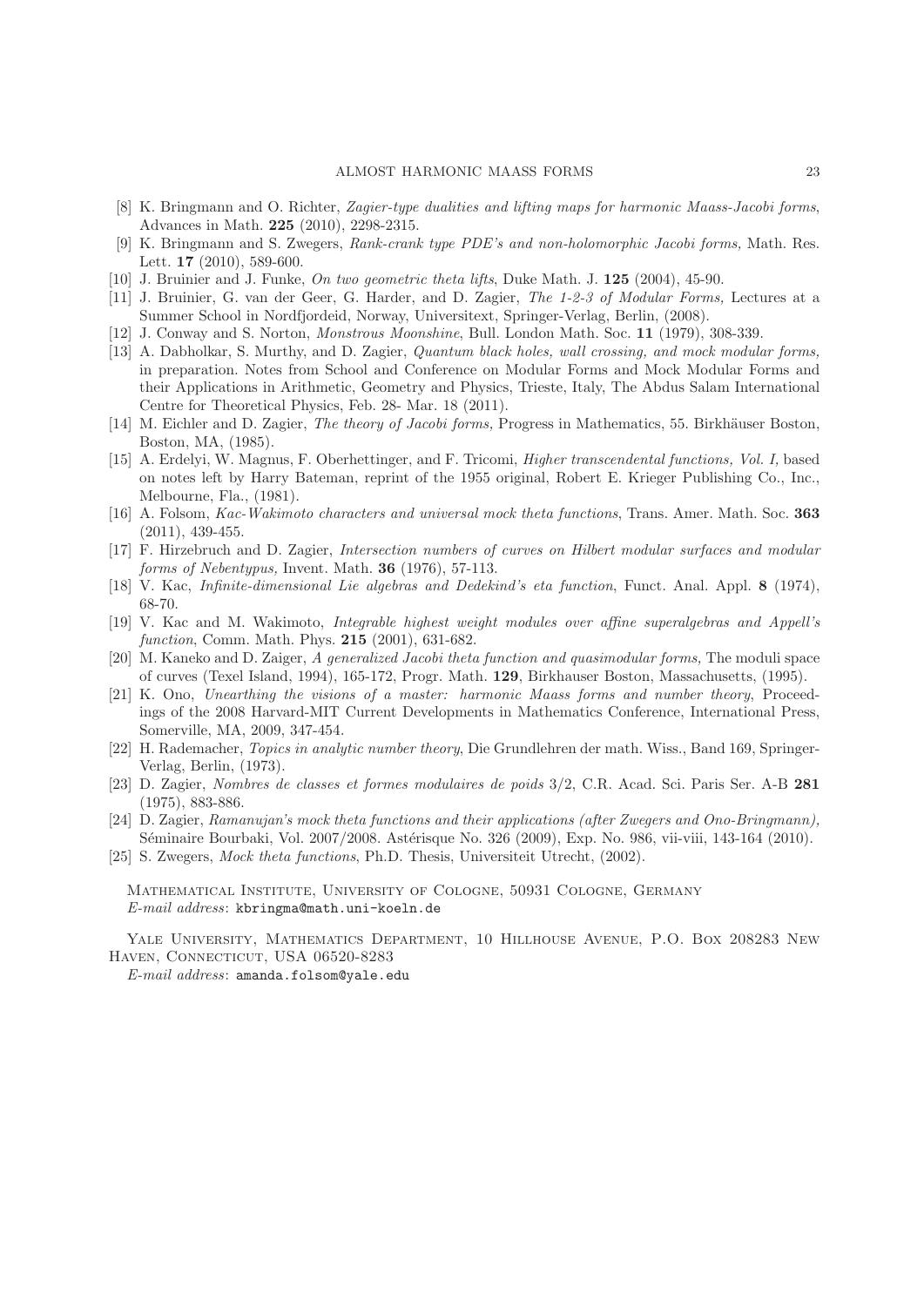[8] K. Bringmann and O. Richter, *Zagier-type dualities and lifting maps for harmonic Maass-Jacobi forms*, Advances in Math. **225** (2010), 2298-2315.

[9] K. Bringmann and S. Zwegers, *Rank-crank type PDE's and non-holomorphic Jacobi forms,* Math. Res. Lett. **17** (2010), 589-600.

[10] J. Bruinier and J. Funke, *On two geometric theta lifts*, Duke Math. J. **125** (2004), 45-90.

[11] J. Bruinier, G. van der Geer, G. Harder, and D. Zagier, *The 1-2-3 of Modular Forms,* Lectures at a Summer School in Nordfjordeid, Norway, Universitext, Springer-Verlag, Berlin, (2008).

[12] J. Conway and S. Norton, *Monstrous Moonshine*, Bull. London Math. Soc. **11** (1979), 308-339.

[13] A. Dabholkar, S. Murthy, and D. Zagier, *Quantum black holes, wall crossing, and mock modular forms,* in preparation. Notes from School and Conference on Modular Forms and Mock Modular Forms and their Applications in Arithmetic, Geometry and Physics, Trieste, Italy, The Abdus Salam International Centre for Theoretical Physics, Feb. 28- Mar. 18 (2011).

[14] M. Eichler and D. Zagier, *The theory of Jacobi forms,* Progress in Mathematics, 55. Birkhäuser Boston, Boston, MA, (1985).

[15] A. Erdelyi, W. Magnus, F. Oberhettinger, and F. Tricomi, *Higher transcendental functions, Vol. I,* based on notes left by Harry Bateman, reprint of the 1955 original, Robert E. Krieger Publishing Co., Inc., Melbourne, Fla., (1981).

[16] A. Folsom, *Kac-Wakimoto characters and universal mock theta functions*, Trans. Amer. Math. Soc. **363** (2011), 439-455.

[17] F. Hirzebruch and D. Zagier, *Intersection numbers of curves on Hilbert modular surfaces and modular forms of Nebentypus,* Invent. Math. **36** (1976), 57-113.

[18] V. Kac, *Infinite-dimensional Lie algebras and Dedekind's eta function*, Funct. Anal. Appl. **8** (1974), 68-70.

[19] V. Kac and M. Wakimoto, *Integrable highest weight modules over affine superalgebras and Appell's function*, Comm. Math. Phys. **215** (2001), 631-682.

[20] M. Kaneko and D. Zaiger, *A generalized Jacobi theta function and quasimodular forms,* The moduli space of curves (Texel Island, 1994), 165-172, Progr. Math. **129**, Birkhauser Boston, Massachusetts, (1995).

[21] K. Ono, *Unearthing the visions of a master: harmonic Maass forms and number theory*, Proceedings of the 2008 Harvard-MIT Current Developments in Mathematics Conference, International Press, Somerville, MA, 2009, 347-454.

[22] H. Rademacher, *Topics in analytic number theory*, Die Grundlehren der math. Wiss., Band 169, Springer-Verlag, Berlin, (1973).

[23] D. Zagier, *Nombres de classes et formes modulaires de poids* 3/2, C.R. Acad. Sci. Paris Ser. A-B **281** (1975), 883-886.

[24] D. Zagier, *Ramanujan's mock theta functions and their applications (after Zwegers and Ono-Bringmann),* Séminaire Bourbaki, Vol. 2007/2008. Astérisque No. 326 (2009), Exp. No. 986, vii-viii, 143-164 (2010).

[25] S. Zwegers, *Mock theta functions*, Ph.D. Thesis, Universiteit Utrecht, (2002).

Mathematical Institute, University of Cologne, 50931 Cologne, Germany
*E-mail address*: kbringma@math.uni-koeln.de

Yale University, Mathematics Department, 10 Hillhouse Avenue, P.O. Box 208283 New Haven, Connecticut, USA 06520-8283
*E-mail address*: amanda.folsom@yale.edu